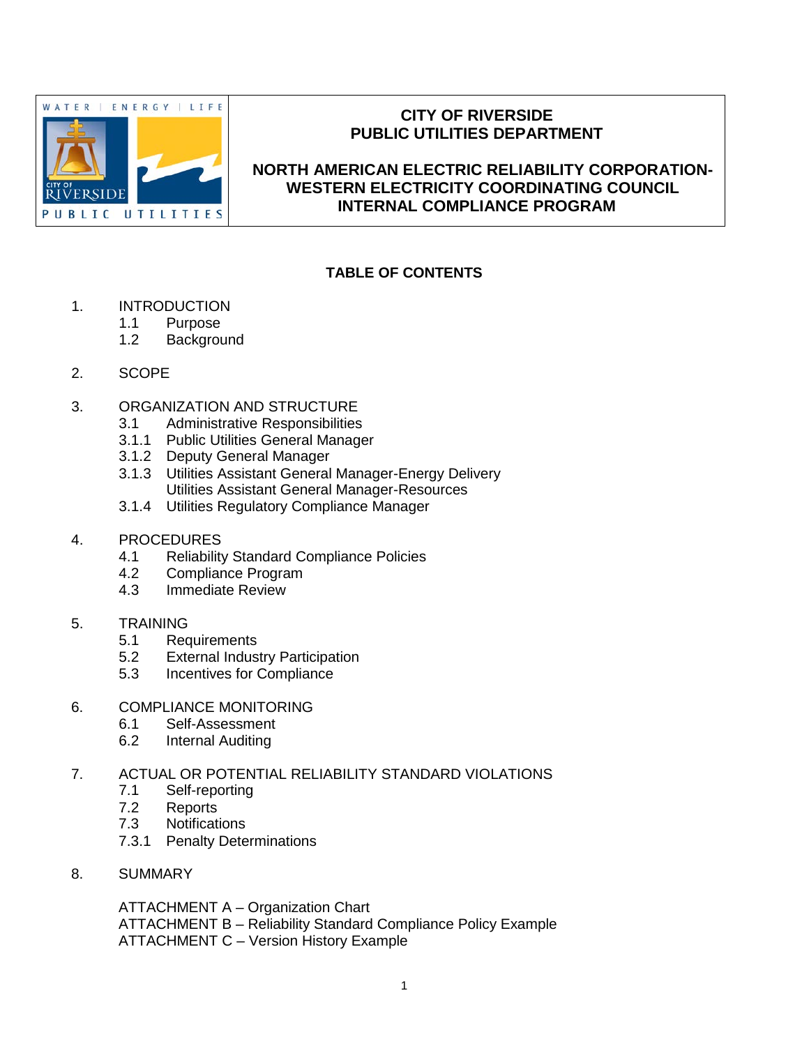# CITY OF RIVERSIDE
# PUBLIC UTILITIES DEPARTMENT

## NORTH AMERICAN ELECTRIC RELIABILITY CORPORATION-WESTERN ELECTRICITY COORDINATING COUNCIL INTERNAL COMPLIANCE PROGRAM

### TABLE OF CONTENTS

1. INTRODUCTION
   - 1.1 Purpose
   - 1.2 Background

2. SCOPE

3. ORGANIZATION AND STRUCTURE
   - 3.1 Administrative Responsibilities
   - 3.1.1 Public Utilities General Manager
   - 3.1.2 Deputy General Manager
   - 3.1.3 Utilities Assistant General Manager-Energy Delivery
     Utilities Assistant General Manager-Resources
   - 3.1.4 Utilities Regulatory Compliance Manager

4. PROCEDURES
   - 4.1 Reliability Standard Compliance Policies
   - 4.2 Compliance Program
   - 4.3 Immediate Review

5. TRAINING
   - 5.1 Requirements
   - 5.2 External Industry Participation
   - 5.3 Incentives for Compliance

6. COMPLIANCE MONITORING
   - 6.1 Self-Assessment
   - 6.2 Internal Auditing

7. ACTUAL OR POTENTIAL RELIABILITY STANDARD VIOLATIONS
   - 7.1 Self-reporting
   - 7.2 Reports
   - 7.3 Notifications
   - 7.3.1 Penalty Determinations

8. SUMMARY

ATTACHMENT A – Organization Chart
ATTACHMENT B – Reliability Standard Compliance Policy Example
ATTACHMENT C – Version History Example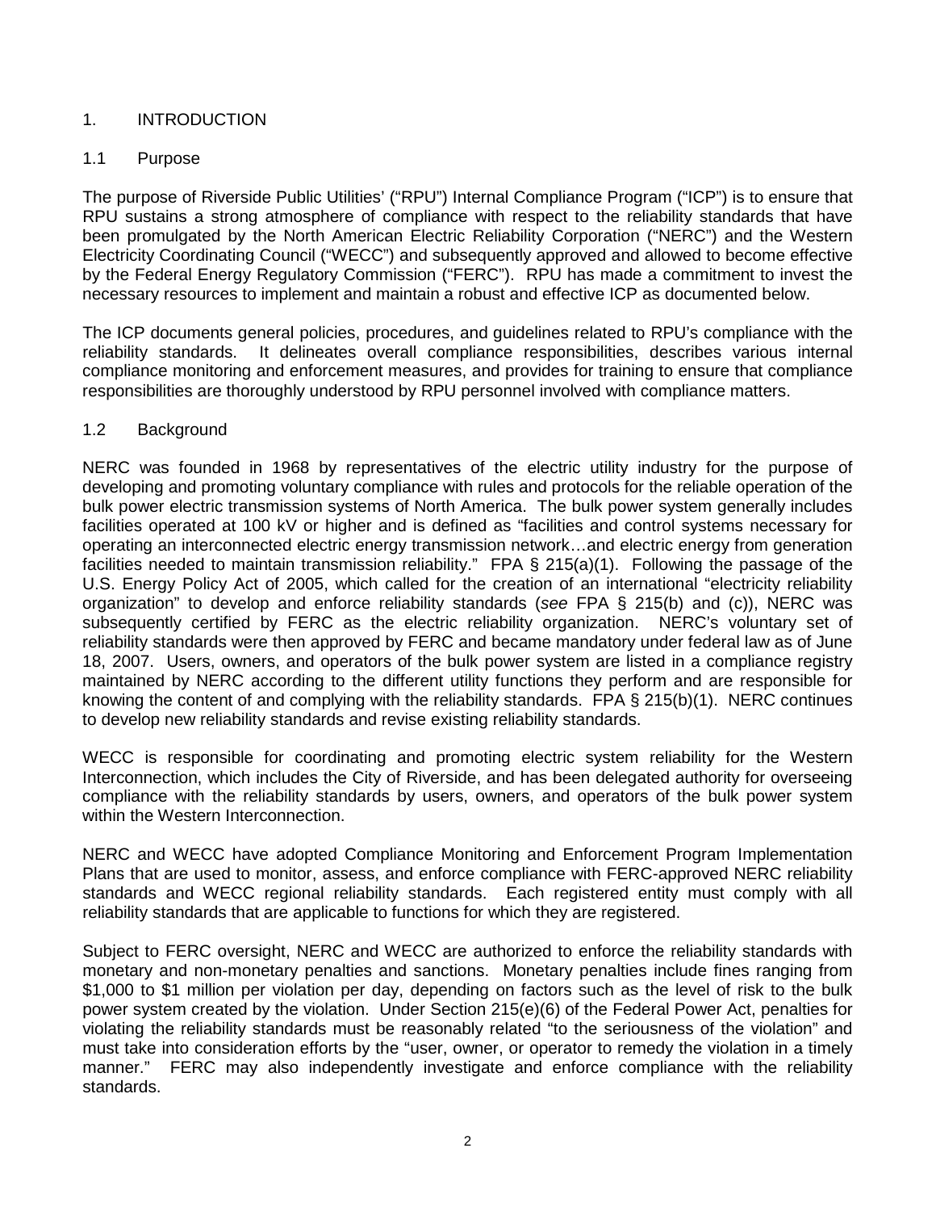## 1. INTRODUCTION

### 1.1 Purpose

The purpose of Riverside Public Utilities' ("RPU") Internal Compliance Program ("ICP") is to ensure that RPU sustains a strong atmosphere of compliance with respect to the reliability standards that have been promulgated by the North American Electric Reliability Corporation ("NERC") and the Western Electricity Coordinating Council ("WECC") and subsequently approved and allowed to become effective by the Federal Energy Regulatory Commission ("FERC"). RPU has made a commitment to invest the necessary resources to implement and maintain a robust and effective ICP as documented below.

The ICP documents general policies, procedures, and guidelines related to RPU's compliance with the reliability standards. It delineates overall compliance responsibilities, describes various internal compliance monitoring and enforcement measures, and provides for training to ensure that compliance responsibilities are thoroughly understood by RPU personnel involved with compliance matters.

### 1.2 Background

NERC was founded in 1968 by representatives of the electric utility industry for the purpose of developing and promoting voluntary compliance with rules and protocols for the reliable operation of the bulk power electric transmission systems of North America. The bulk power system generally includes facilities operated at 100 kV or higher and is defined as "facilities and control systems necessary for operating an interconnected electric energy transmission network…and electric energy from generation facilities needed to maintain transmission reliability." FPA § 215(a)(1). Following the passage of the U.S. Energy Policy Act of 2005, which called for the creation of an international "electricity reliability organization" to develop and enforce reliability standards (*see* FPA § 215(b) and (c)), NERC was subsequently certified by FERC as the electric reliability organization. NERC's voluntary set of reliability standards were then approved by FERC and became mandatory under federal law as of June 18, 2007. Users, owners, and operators of the bulk power system are listed in a compliance registry maintained by NERC according to the different utility functions they perform and are responsible for knowing the content of and complying with the reliability standards. FPA § 215(b)(1). NERC continues to develop new reliability standards and revise existing reliability standards.

WECC is responsible for coordinating and promoting electric system reliability for the Western Interconnection, which includes the City of Riverside, and has been delegated authority for overseeing compliance with the reliability standards by users, owners, and operators of the bulk power system within the Western Interconnection.

NERC and WECC have adopted Compliance Monitoring and Enforcement Program Implementation Plans that are used to monitor, assess, and enforce compliance with FERC-approved NERC reliability standards and WECC regional reliability standards. Each registered entity must comply with all reliability standards that are applicable to functions for which they are registered.

Subject to FERC oversight, NERC and WECC are authorized to enforce the reliability standards with monetary and non-monetary penalties and sanctions. Monetary penalties include fines ranging from $1,000 to $1 million per violation per day, depending on factors such as the level of risk to the bulk power system created by the violation. Under Section 215(e)(6) of the Federal Power Act, penalties for violating the reliability standards must be reasonably related "to the seriousness of the violation" and must take into consideration efforts by the "user, owner, or operator to remedy the violation in a timely manner." FERC may also independently investigate and enforce compliance with the reliability standards.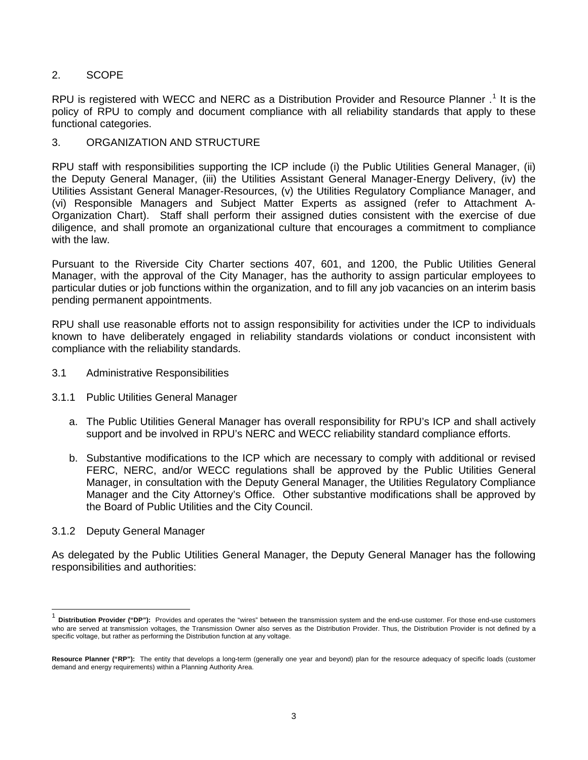## 2. SCOPE

RPU is registered with WECC and NERC as a Distribution Provider and Resource Planner .[1] It is the policy of RPU to comply and document compliance with all reliability standards that apply to these functional categories.

## 3. ORGANIZATION AND STRUCTURE

RPU staff with responsibilities supporting the ICP include (i) the Public Utilities General Manager, (ii) the Deputy General Manager, (iii) the Utilities Assistant General Manager-Energy Delivery, (iv) the Utilities Assistant General Manager-Resources, (v) the Utilities Regulatory Compliance Manager, and (vi) Responsible Managers and Subject Matter Experts as assigned (refer to Attachment A-Organization Chart). Staff shall perform their assigned duties consistent with the exercise of due diligence, and shall promote an organizational culture that encourages a commitment to compliance with the law.

Pursuant to the Riverside City Charter sections 407, 601, and 1200, the Public Utilities General Manager, with the approval of the City Manager, has the authority to assign particular employees to particular duties or job functions within the organization, and to fill any job vacancies on an interim basis pending permanent appointments.

RPU shall use reasonable efforts not to assign responsibility for activities under the ICP to individuals known to have deliberately engaged in reliability standards violations or conduct inconsistent with compliance with the reliability standards.

### 3.1 Administrative Responsibilities

#### 3.1.1 Public Utilities General Manager

a. The Public Utilities General Manager has overall responsibility for RPU's ICP and shall actively support and be involved in RPU's NERC and WECC reliability standard compliance efforts.

b. Substantive modifications to the ICP which are necessary to comply with additional or revised FERC, NERC, and/or WECC regulations shall be approved by the Public Utilities General Manager, in consultation with the Deputy General Manager, the Utilities Regulatory Compliance Manager and the City Attorney's Office. Other substantive modifications shall be approved by the Board of Public Utilities and the City Council.

#### 3.1.2 Deputy General Manager

As delegated by the Public Utilities General Manager, the Deputy General Manager has the following responsibilities and authorities:

---

[1] **Distribution Provider ("DP"):** Provides and operates the "wires" between the transmission system and the end-use customer. For those end-use customers who are served at transmission voltages, the Transmission Owner also serves as the Distribution Provider. Thus, the Distribution Provider is not defined by a specific voltage, but rather as performing the Distribution function at any voltage.

**Resource Planner ("RP"):** The entity that develops a long-term (generally one year and beyond) plan for the resource adequacy of specific loads (customer demand and energy requirements) within a Planning Authority Area.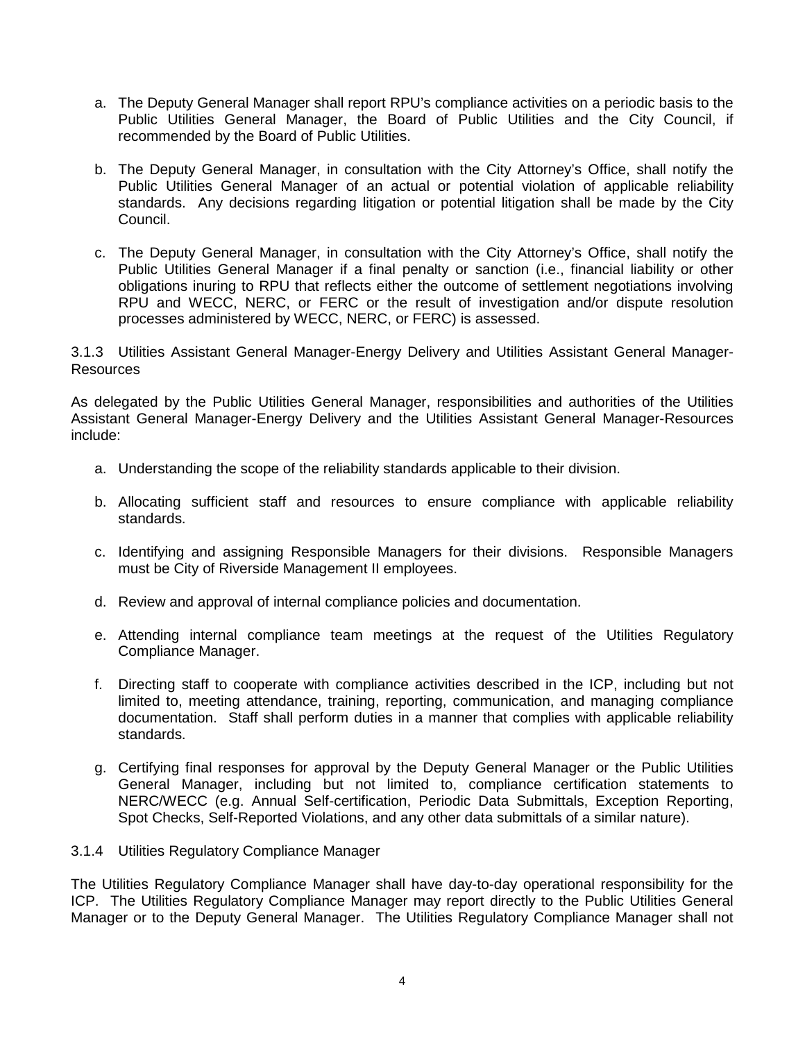a. The Deputy General Manager shall report RPU's compliance activities on a periodic basis to the Public Utilities General Manager, the Board of Public Utilities and the City Council, if recommended by the Board of Public Utilities.

b. The Deputy General Manager, in consultation with the City Attorney's Office, shall notify the Public Utilities General Manager of an actual or potential violation of applicable reliability standards. Any decisions regarding litigation or potential litigation shall be made by the City Council.

c. The Deputy General Manager, in consultation with the City Attorney's Office, shall notify the Public Utilities General Manager if a final penalty or sanction (i.e., financial liability or other obligations inuring to RPU that reflects either the outcome of settlement negotiations involving RPU and WECC, NERC, or FERC or the result of investigation and/or dispute resolution processes administered by WECC, NERC, or FERC) is assessed.

### 3.1.3 Utilities Assistant General Manager-Energy Delivery and Utilities Assistant General Manager-Resources

As delegated by the Public Utilities General Manager, responsibilities and authorities of the Utilities Assistant General Manager-Energy Delivery and the Utilities Assistant General Manager-Resources include:

a. Understanding the scope of the reliability standards applicable to their division.

b. Allocating sufficient staff and resources to ensure compliance with applicable reliability standards.

c. Identifying and assigning Responsible Managers for their divisions. Responsible Managers must be City of Riverside Management II employees.

d. Review and approval of internal compliance policies and documentation.

e. Attending internal compliance team meetings at the request of the Utilities Regulatory Compliance Manager.

f. Directing staff to cooperate with compliance activities described in the ICP, including but not limited to, meeting attendance, training, reporting, communication, and managing compliance documentation. Staff shall perform duties in a manner that complies with applicable reliability standards.

g. Certifying final responses for approval by the Deputy General Manager or the Public Utilities General Manager, including but not limited to, compliance certification statements to NERC/WECC (e.g. Annual Self-certification, Periodic Data Submittals, Exception Reporting, Spot Checks, Self-Reported Violations, and any other data submittals of a similar nature).

### 3.1.4 Utilities Regulatory Compliance Manager

The Utilities Regulatory Compliance Manager shall have day-to-day operational responsibility for the ICP. The Utilities Regulatory Compliance Manager may report directly to the Public Utilities General Manager or to the Deputy General Manager. The Utilities Regulatory Compliance Manager shall not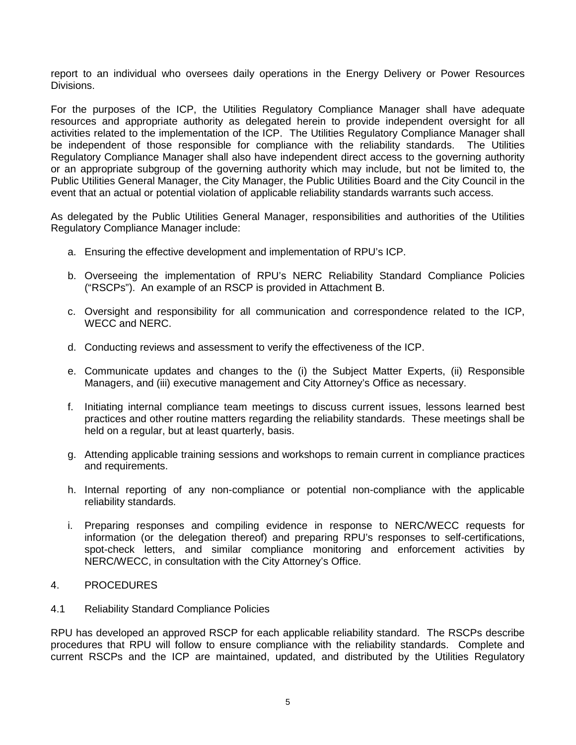report to an individual who oversees daily operations in the Energy Delivery or Power Resources Divisions.

For the purposes of the ICP, the Utilities Regulatory Compliance Manager shall have adequate resources and appropriate authority as delegated herein to provide independent oversight for all activities related to the implementation of the ICP. The Utilities Regulatory Compliance Manager shall be independent of those responsible for compliance with the reliability standards. The Utilities Regulatory Compliance Manager shall also have independent direct access to the governing authority or an appropriate subgroup of the governing authority which may include, but not be limited to, the Public Utilities General Manager, the City Manager, the Public Utilities Board and the City Council in the event that an actual or potential violation of applicable reliability standards warrants such access.

As delegated by the Public Utilities General Manager, responsibilities and authorities of the Utilities Regulatory Compliance Manager include:

a. Ensuring the effective development and implementation of RPU's ICP.

b. Overseeing the implementation of RPU's NERC Reliability Standard Compliance Policies ("RSCPs"). An example of an RSCP is provided in Attachment B.

c. Oversight and responsibility for all communication and correspondence related to the ICP, WECC and NERC.

d. Conducting reviews and assessment to verify the effectiveness of the ICP.

e. Communicate updates and changes to the (i) the Subject Matter Experts, (ii) Responsible Managers, and (iii) executive management and City Attorney's Office as necessary.

f. Initiating internal compliance team meetings to discuss current issues, lessons learned best practices and other routine matters regarding the reliability standards. These meetings shall be held on a regular, but at least quarterly, basis.

g. Attending applicable training sessions and workshops to remain current in compliance practices and requirements.

h. Internal reporting of any non-compliance or potential non-compliance with the applicable reliability standards.

i. Preparing responses and compiling evidence in response to NERC/WECC requests for information (or the delegation thereof) and preparing RPU's responses to self-certifications, spot-check letters, and similar compliance monitoring and enforcement activities by NERC/WECC, in consultation with the City Attorney's Office.

## 4. PROCEDURES

### 4.1 Reliability Standard Compliance Policies

RPU has developed an approved RSCP for each applicable reliability standard. The RSCPs describe procedures that RPU will follow to ensure compliance with the reliability standards. Complete and current RSCPs and the ICP are maintained, updated, and distributed by the Utilities Regulatory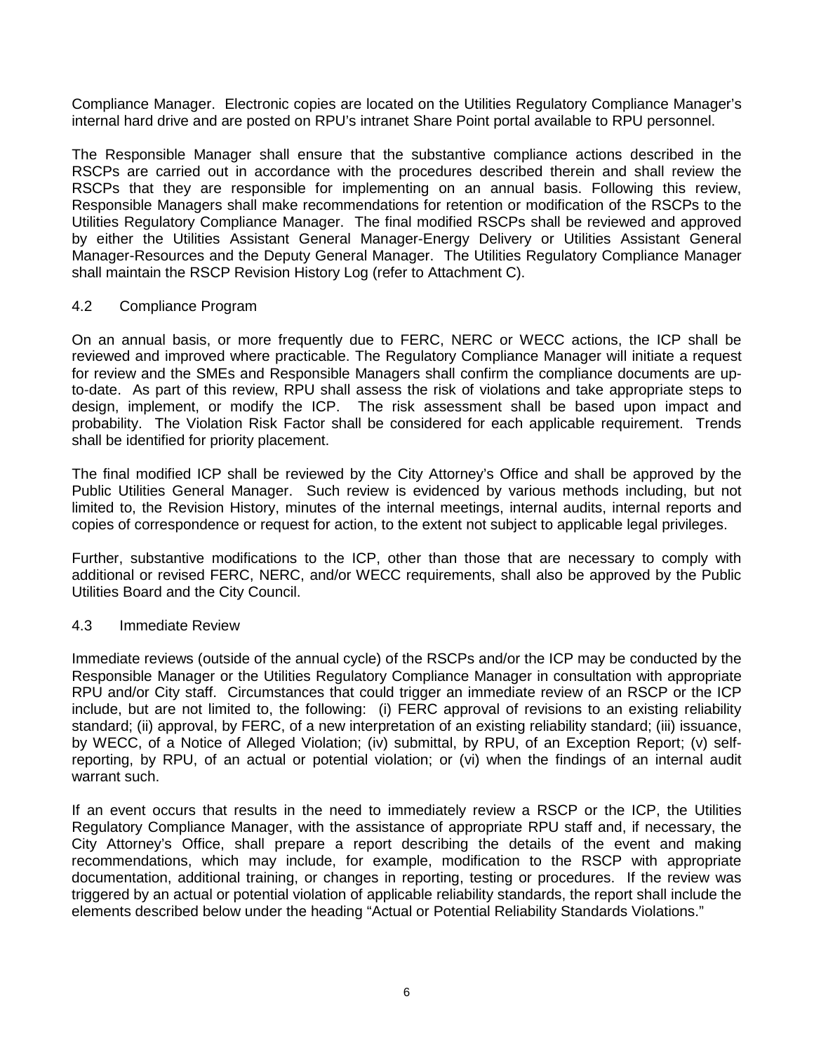Compliance Manager. Electronic copies are located on the Utilities Regulatory Compliance Manager's internal hard drive and are posted on RPU's intranet Share Point portal available to RPU personnel.

The Responsible Manager shall ensure that the substantive compliance actions described in the RSCPs are carried out in accordance with the procedures described therein and shall review the RSCPs that they are responsible for implementing on an annual basis. Following this review, Responsible Managers shall make recommendations for retention or modification of the RSCPs to the Utilities Regulatory Compliance Manager. The final modified RSCPs shall be reviewed and approved by either the Utilities Assistant General Manager-Energy Delivery or Utilities Assistant General Manager-Resources and the Deputy General Manager. The Utilities Regulatory Compliance Manager shall maintain the RSCP Revision History Log (refer to Attachment C).

### 4.2 Compliance Program

On an annual basis, or more frequently due to FERC, NERC or WECC actions, the ICP shall be reviewed and improved where practicable. The Regulatory Compliance Manager will initiate a request for review and the SMEs and Responsible Managers shall confirm the compliance documents are up-to-date. As part of this review, RPU shall assess the risk of violations and take appropriate steps to design, implement, or modify the ICP. The risk assessment shall be based upon impact and probability. The Violation Risk Factor shall be considered for each applicable requirement. Trends shall be identified for priority placement.

The final modified ICP shall be reviewed by the City Attorney's Office and shall be approved by the Public Utilities General Manager. Such review is evidenced by various methods including, but not limited to, the Revision History, minutes of the internal meetings, internal audits, internal reports and copies of correspondence or request for action, to the extent not subject to applicable legal privileges.

Further, substantive modifications to the ICP, other than those that are necessary to comply with additional or revised FERC, NERC, and/or WECC requirements, shall also be approved by the Public Utilities Board and the City Council.

### 4.3 Immediate Review

Immediate reviews (outside of the annual cycle) of the RSCPs and/or the ICP may be conducted by the Responsible Manager or the Utilities Regulatory Compliance Manager in consultation with appropriate RPU and/or City staff. Circumstances that could trigger an immediate review of an RSCP or the ICP include, but are not limited to, the following: (i) FERC approval of revisions to an existing reliability standard; (ii) approval, by FERC, of a new interpretation of an existing reliability standard; (iii) issuance, by WECC, of a Notice of Alleged Violation; (iv) submittal, by RPU, of an Exception Report; (v) self-reporting, by RPU, of an actual or potential violation; or (vi) when the findings of an internal audit warrant such.

If an event occurs that results in the need to immediately review a RSCP or the ICP, the Utilities Regulatory Compliance Manager, with the assistance of appropriate RPU staff and, if necessary, the City Attorney's Office, shall prepare a report describing the details of the event and making recommendations, which may include, for example, modification to the RSCP with appropriate documentation, additional training, or changes in reporting, testing or procedures. If the review was triggered by an actual or potential violation of applicable reliability standards, the report shall include the elements described below under the heading "Actual or Potential Reliability Standards Violations."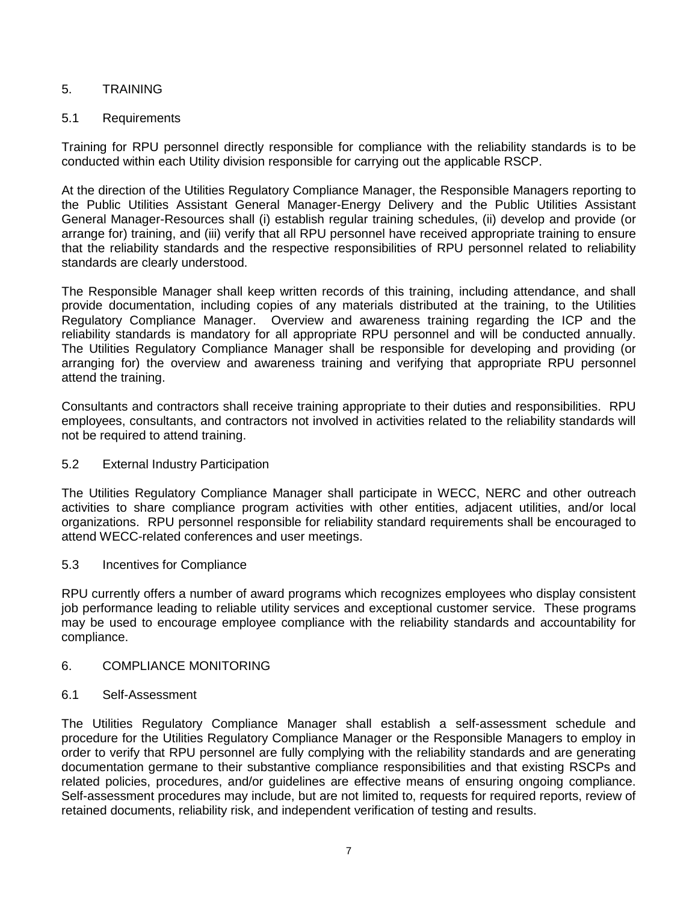## 5. TRAINING

### 5.1 Requirements

Training for RPU personnel directly responsible for compliance with the reliability standards is to be conducted within each Utility division responsible for carrying out the applicable RSCP.

At the direction of the Utilities Regulatory Compliance Manager, the Responsible Managers reporting to the Public Utilities Assistant General Manager-Energy Delivery and the Public Utilities Assistant General Manager-Resources shall (i) establish regular training schedules, (ii) develop and provide (or arrange for) training, and (iii) verify that all RPU personnel have received appropriate training to ensure that the reliability standards and the respective responsibilities of RPU personnel related to reliability standards are clearly understood.

The Responsible Manager shall keep written records of this training, including attendance, and shall provide documentation, including copies of any materials distributed at the training, to the Utilities Regulatory Compliance Manager. Overview and awareness training regarding the ICP and the reliability standards is mandatory for all appropriate RPU personnel and will be conducted annually. The Utilities Regulatory Compliance Manager shall be responsible for developing and providing (or arranging for) the overview and awareness training and verifying that appropriate RPU personnel attend the training.

Consultants and contractors shall receive training appropriate to their duties and responsibilities. RPU employees, consultants, and contractors not involved in activities related to the reliability standards will not be required to attend training.

### 5.2 External Industry Participation

The Utilities Regulatory Compliance Manager shall participate in WECC, NERC and other outreach activities to share compliance program activities with other entities, adjacent utilities, and/or local organizations. RPU personnel responsible for reliability standard requirements shall be encouraged to attend WECC-related conferences and user meetings.

### 5.3 Incentives for Compliance

RPU currently offers a number of award programs which recognizes employees who display consistent job performance leading to reliable utility services and exceptional customer service. These programs may be used to encourage employee compliance with the reliability standards and accountability for compliance.

## 6. COMPLIANCE MONITORING

### 6.1 Self-Assessment

The Utilities Regulatory Compliance Manager shall establish a self-assessment schedule and procedure for the Utilities Regulatory Compliance Manager or the Responsible Managers to employ in order to verify that RPU personnel are fully complying with the reliability standards and are generating documentation germane to their substantive compliance responsibilities and that existing RSCPs and related policies, procedures, and/or guidelines are effective means of ensuring ongoing compliance. Self-assessment procedures may include, but are not limited to, requests for required reports, review of retained documents, reliability risk, and independent verification of testing and results.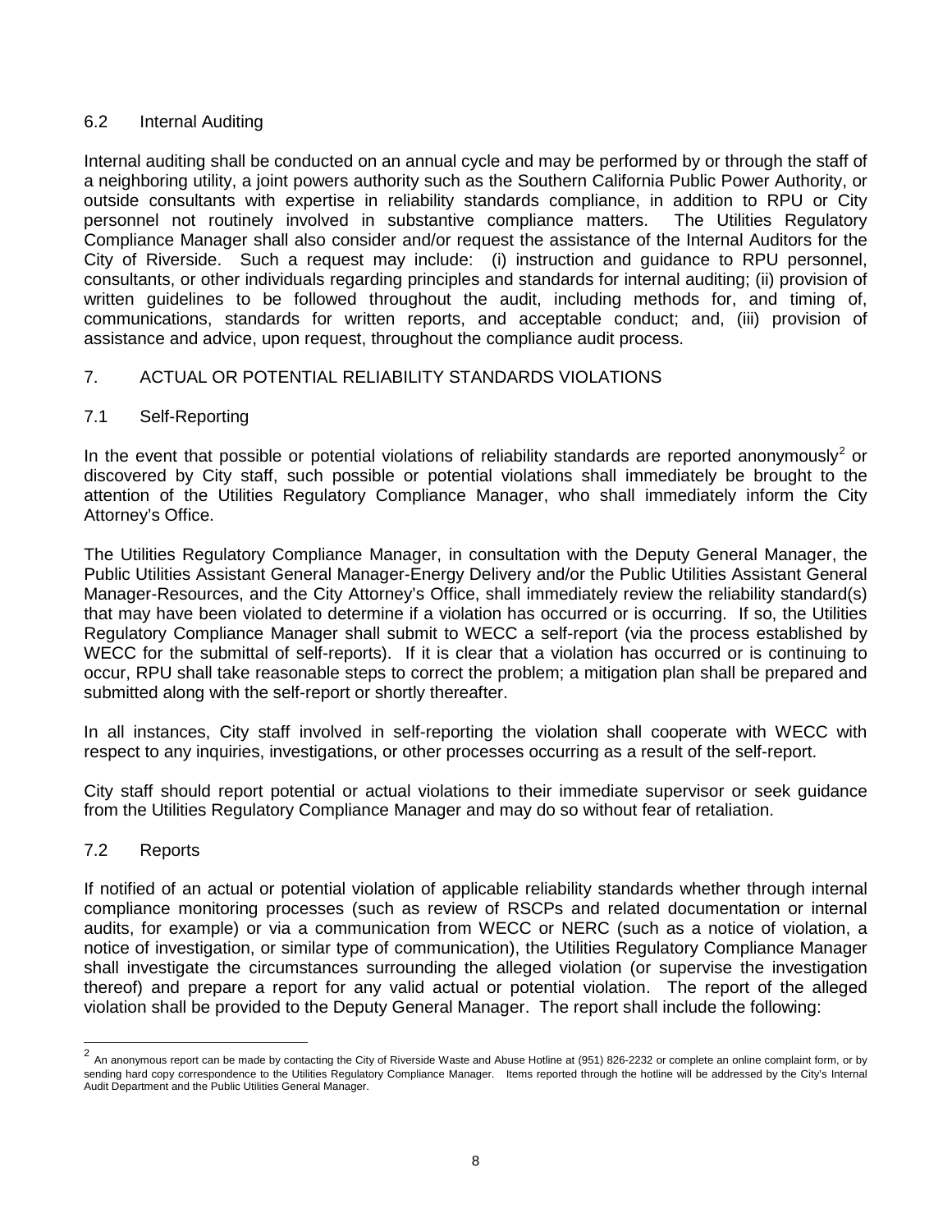### 6.2 Internal Auditing

Internal auditing shall be conducted on an annual cycle and may be performed by or through the staff of a neighboring utility, a joint powers authority such as the Southern California Public Power Authority, or outside consultants with expertise in reliability standards compliance, in addition to RPU or City personnel not routinely involved in substantive compliance matters. The Utilities Regulatory Compliance Manager shall also consider and/or request the assistance of the Internal Auditors for the City of Riverside. Such a request may include: (i) instruction and guidance to RPU personnel, consultants, or other individuals regarding principles and standards for internal auditing; (ii) provision of written guidelines to be followed throughout the audit, including methods for, and timing of, communications, standards for written reports, and acceptable conduct; and, (iii) provision of assistance and advice, upon request, throughout the compliance audit process.

## 7. ACTUAL OR POTENTIAL RELIABILITY STANDARDS VIOLATIONS

### 7.1 Self-Reporting

In the event that possible or potential violations of reliability standards are reported anonymously[2] or discovered by City staff, such possible or potential violations shall immediately be brought to the attention of the Utilities Regulatory Compliance Manager, who shall immediately inform the City Attorney's Office.

The Utilities Regulatory Compliance Manager, in consultation with the Deputy General Manager, the Public Utilities Assistant General Manager-Energy Delivery and/or the Public Utilities Assistant General Manager-Resources, and the City Attorney's Office, shall immediately review the reliability standard(s) that may have been violated to determine if a violation has occurred or is occurring. If so, the Utilities Regulatory Compliance Manager shall submit to WECC a self-report (via the process established by WECC for the submittal of self-reports). If it is clear that a violation has occurred or is continuing to occur, RPU shall take reasonable steps to correct the problem; a mitigation plan shall be prepared and submitted along with the self-report or shortly thereafter.

In all instances, City staff involved in self-reporting the violation shall cooperate with WECC with respect to any inquiries, investigations, or other processes occurring as a result of the self-report.

City staff should report potential or actual violations to their immediate supervisor or seek guidance from the Utilities Regulatory Compliance Manager and may do so without fear of retaliation.

### 7.2 Reports

If notified of an actual or potential violation of applicable reliability standards whether through internal compliance monitoring processes (such as review of RSCPs and related documentation or internal audits, for example) or via a communication from WECC or NERC (such as a notice of violation, a notice of investigation, or similar type of communication), the Utilities Regulatory Compliance Manager shall investigate the circumstances surrounding the alleged violation (or supervise the investigation thereof) and prepare a report for any valid actual or potential violation. The report of the alleged violation shall be provided to the Deputy General Manager. The report shall include the following:

---

[2] An anonymous report can be made by contacting the City of Riverside Waste and Abuse Hotline at (951) 826-2232 or complete an online complaint form, or by sending hard copy correspondence to the Utilities Regulatory Compliance Manager. Items reported through the hotline will be addressed by the City's Internal Audit Department and the Public Utilities General Manager.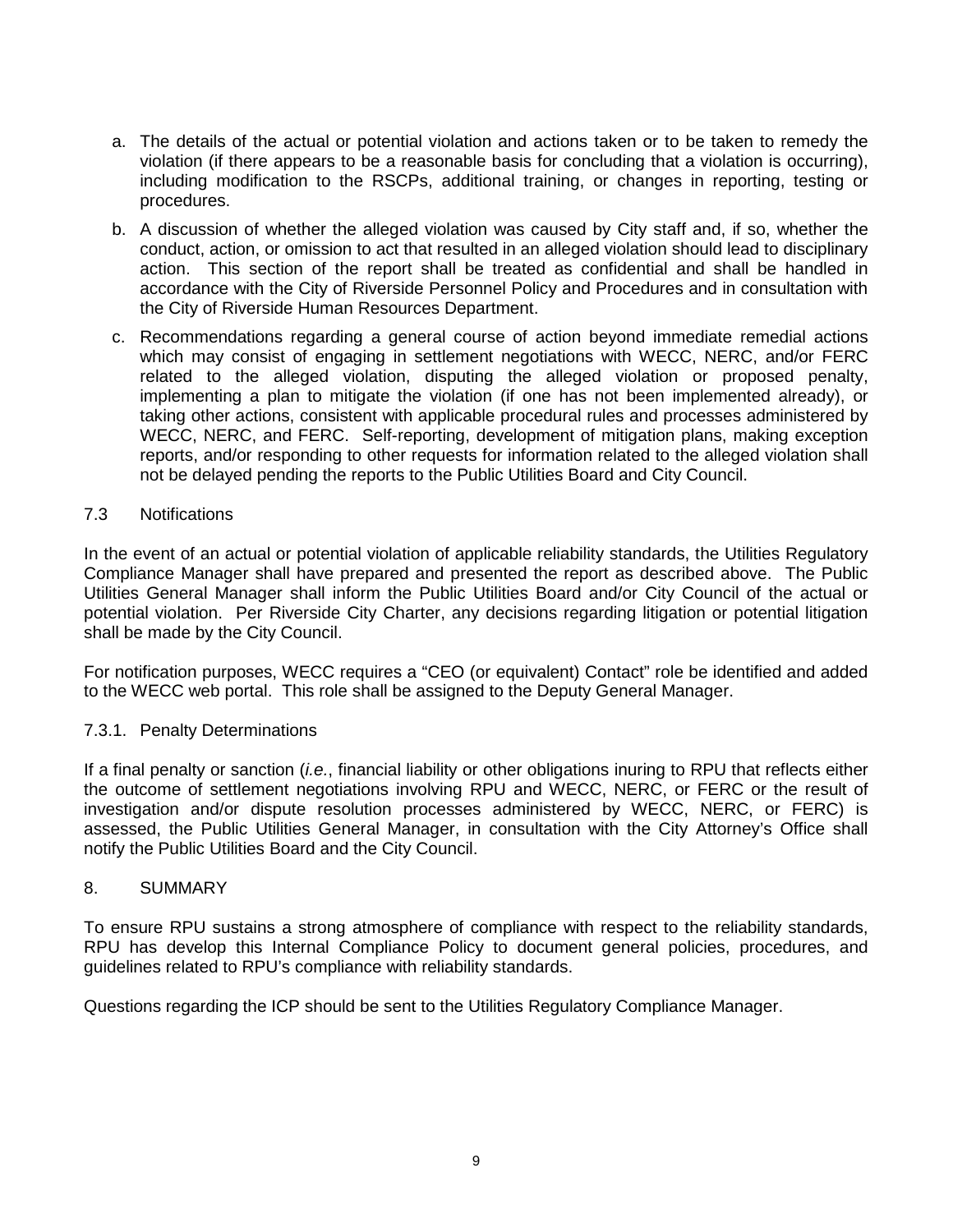a. The details of the actual or potential violation and actions taken or to be taken to remedy the violation (if there appears to be a reasonable basis for concluding that a violation is occurring), including modification to the RSCPs, additional training, or changes in reporting, testing or procedures.

b. A discussion of whether the alleged violation was caused by City staff and, if so, whether the conduct, action, or omission to act that resulted in an alleged violation should lead to disciplinary action. This section of the report shall be treated as confidential and shall be handled in accordance with the City of Riverside Personnel Policy and Procedures and in consultation with the City of Riverside Human Resources Department.

c. Recommendations regarding a general course of action beyond immediate remedial actions which may consist of engaging in settlement negotiations with WECC, NERC, and/or FERC related to the alleged violation, disputing the alleged violation or proposed penalty, implementing a plan to mitigate the violation (if one has not been implemented already), or taking other actions, consistent with applicable procedural rules and processes administered by WECC, NERC, and FERC. Self-reporting, development of mitigation plans, making exception reports, and/or responding to other requests for information related to the alleged violation shall not be delayed pending the reports to the Public Utilities Board and City Council.

### 7.3 Notifications

In the event of an actual or potential violation of applicable reliability standards, the Utilities Regulatory Compliance Manager shall have prepared and presented the report as described above. The Public Utilities General Manager shall inform the Public Utilities Board and/or City Council of the actual or potential violation. Per Riverside City Charter, any decisions regarding litigation or potential litigation shall be made by the City Council.

For notification purposes, WECC requires a "CEO (or equivalent) Contact" role be identified and added to the WECC web portal. This role shall be assigned to the Deputy General Manager.

#### 7.3.1. Penalty Determinations

If a final penalty or sanction (*i.e.*, financial liability or other obligations inuring to RPU that reflects either the outcome of settlement negotiations involving RPU and WECC, NERC, or FERC or the result of investigation and/or dispute resolution processes administered by WECC, NERC, or FERC) is assessed, the Public Utilities General Manager, in consultation with the City Attorney's Office shall notify the Public Utilities Board and the City Council.

## 8. SUMMARY

To ensure RPU sustains a strong atmosphere of compliance with respect to the reliability standards, RPU has develop this Internal Compliance Policy to document general policies, procedures, and guidelines related to RPU's compliance with reliability standards.

Questions regarding the ICP should be sent to the Utilities Regulatory Compliance Manager.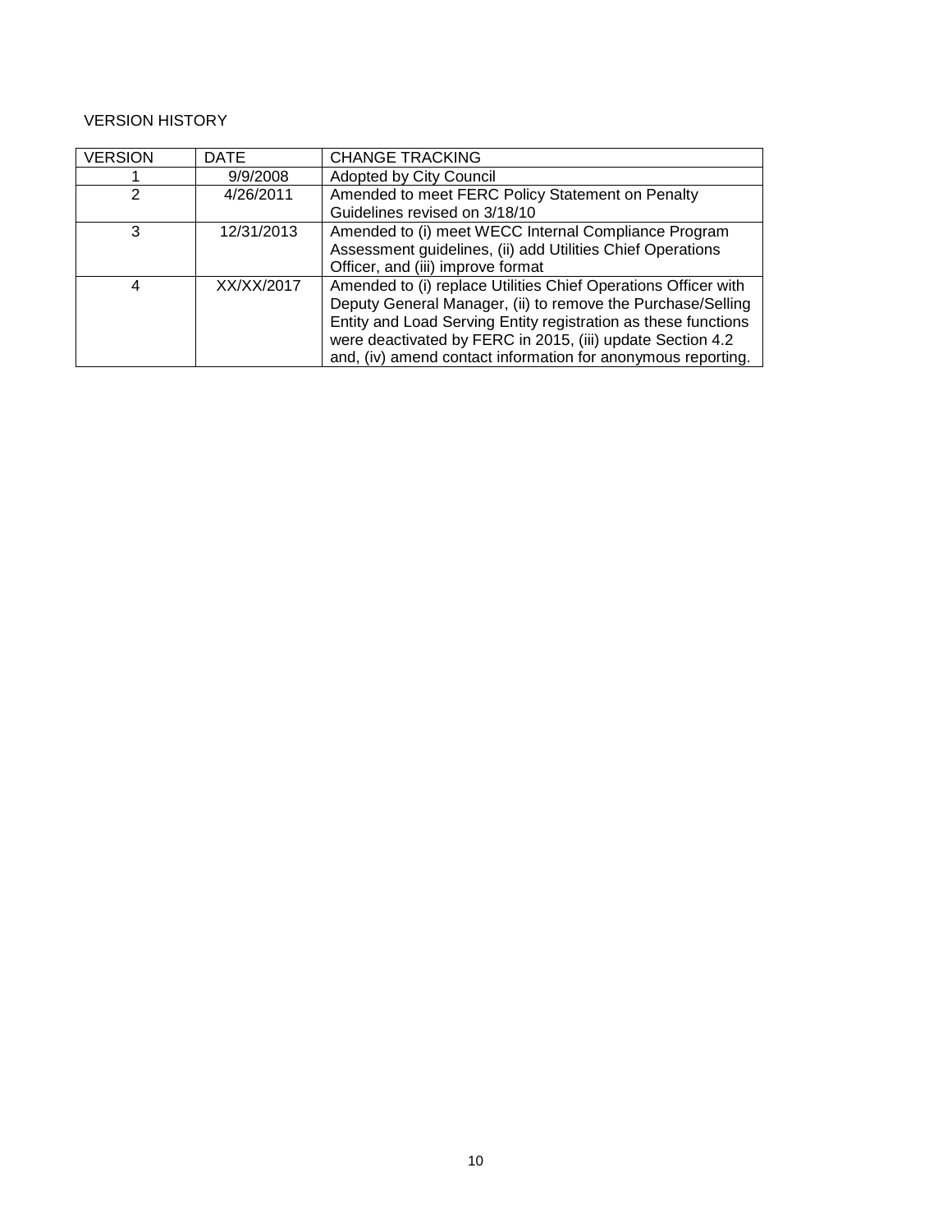VERSION HISTORY

| VERSION | DATE | CHANGE TRACKING |
| --- | --- | --- |
| 1 | 9/9/2008 | Adopted by City Council |
| 2 | 4/26/2011 | Amended to meet FERC Policy Statement on Penalty Guidelines revised on 3/18/10 |
| 3 | 12/31/2013 | Amended to (i) meet WECC Internal Compliance Program Assessment guidelines, (ii) add Utilities Chief Operations Officer, and (iii) improve format |
| 4 | XX/XX/2017 | Amended to (i) replace Utilities Chief Operations Officer with Deputy General Manager, (ii) to remove the Purchase/Selling Entity and Load Serving Entity registration as these functions were deactivated by FERC in 2015, (iii) update Section 4.2 and, (iv) amend contact information for anonymous reporting. |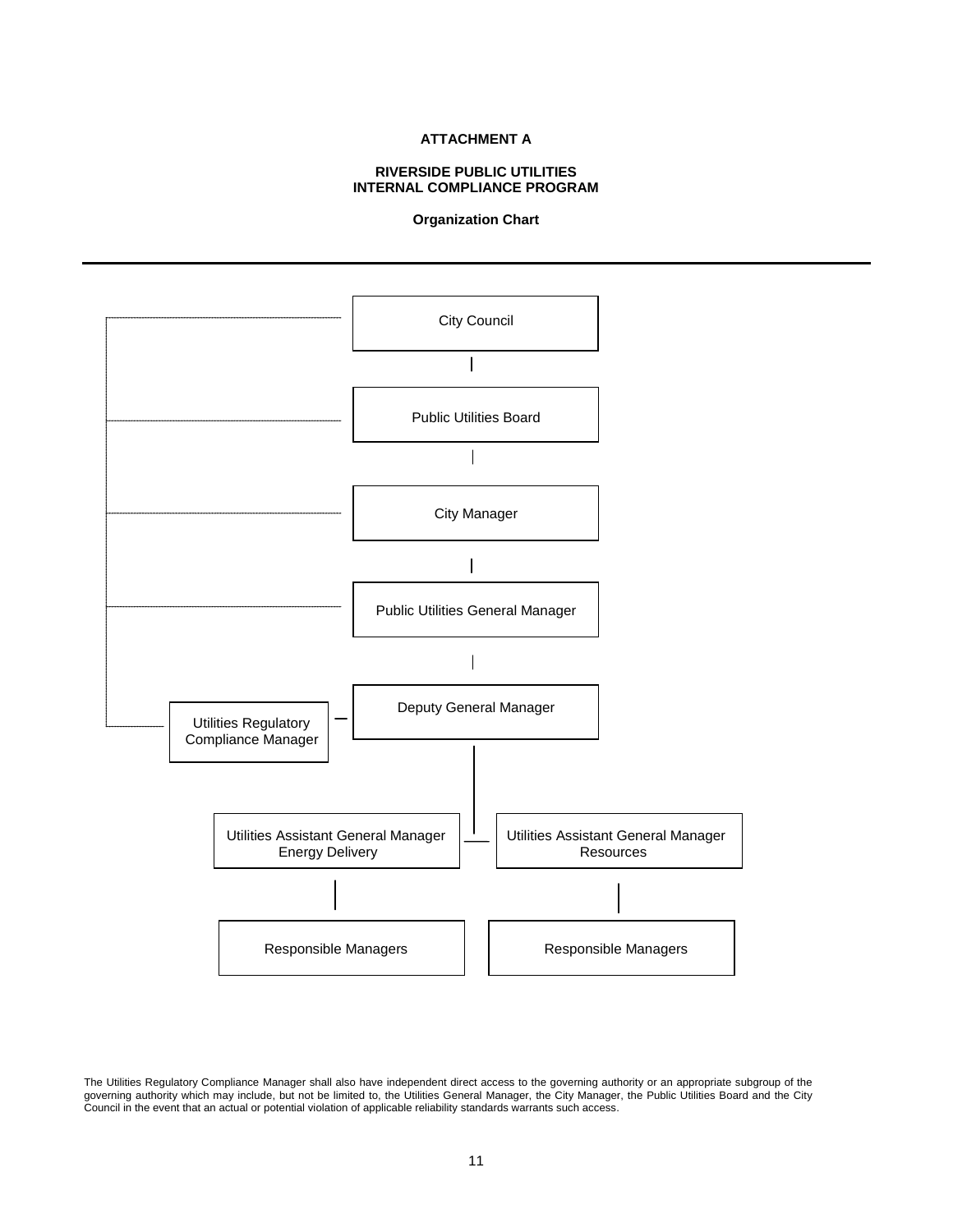**ATTACHMENT A**

**RIVERSIDE PUBLIC UTILITIES**
**INTERNAL COMPLIANCE PROGRAM**

**Organization Chart**

---

City Council

Public Utilities Board

City Manager

Public Utilities General Manager

Deputy General Manager

Utilities Regulatory Compliance Manager

Utilities Assistant General Manager Energy Delivery

Utilities Assistant General Manager Resources

Responsible Managers

Responsible Managers

The Utilities Regulatory Compliance Manager shall also have independent direct access to the governing authority or an appropriate subgroup of the governing authority which may include, but not be limited to, the Utilities General Manager, the City Manager, the Public Utilities Board and the City Council in the event that an actual or potential violation of applicable reliability standards warrants such access.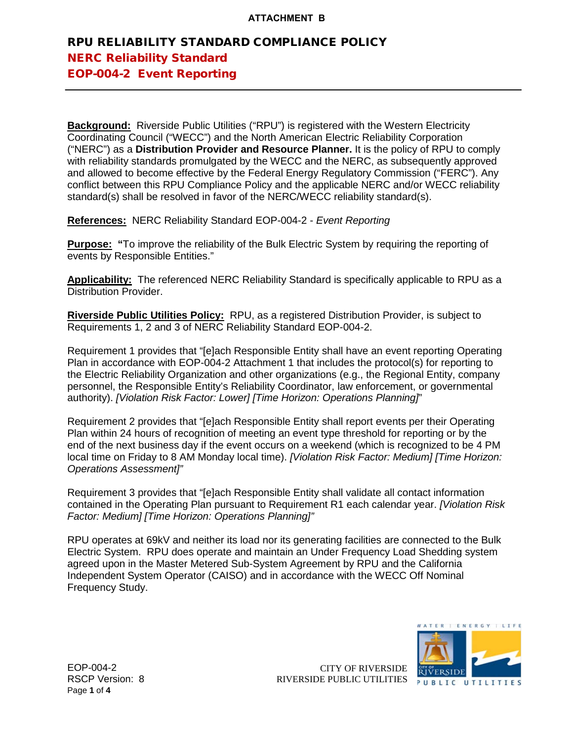ATTACHMENT B

# RPU RELIABILITY STANDARD COMPLIANCE POLICY

## NERC Reliability Standard

## EOP-004-2 Event Reporting

**Background:** Riverside Public Utilities ("RPU") is registered with the Western Electricity Coordinating Council ("WECC") and the North American Electric Reliability Corporation ("NERC") as a **Distribution Provider and Resource Planner.** It is the policy of RPU to comply with reliability standards promulgated by the WECC and the NERC, as subsequently approved and allowed to become effective by the Federal Energy Regulatory Commission ("FERC"). Any conflict between this RPU Compliance Policy and the applicable NERC and/or WECC reliability standard(s) shall be resolved in favor of the NERC/WECC reliability standard(s).

**References:** NERC Reliability Standard EOP-004-2 - *Event Reporting*

**Purpose:** **"**To improve the reliability of the Bulk Electric System by requiring the reporting of events by Responsible Entities."

**Applicability:** The referenced NERC Reliability Standard is specifically applicable to RPU as a Distribution Provider.

**Riverside Public Utilities Policy:** RPU, as a registered Distribution Provider, is subject to Requirements 1, 2 and 3 of NERC Reliability Standard EOP-004-2.

Requirement 1 provides that "[e]ach Responsible Entity shall have an event reporting Operating Plan in accordance with EOP-004-2 Attachment 1 that includes the protocol(s) for reporting to the Electric Reliability Organization and other organizations (e.g., the Regional Entity, company personnel, the Responsible Entity's Reliability Coordinator, law enforcement, or governmental authority). *[Violation Risk Factor: Lower] [Time Horizon: Operations Planning]*"

Requirement 2 provides that "[e]ach Responsible Entity shall report events per their Operating Plan within 24 hours of recognition of meeting an event type threshold for reporting or by the end of the next business day if the event occurs on a weekend (which is recognized to be 4 PM local time on Friday to 8 AM Monday local time). *[Violation Risk Factor: Medium] [Time Horizon: Operations Assessment]"*

Requirement 3 provides that "[e]ach Responsible Entity shall validate all contact information contained in the Operating Plan pursuant to Requirement R1 each calendar year. *[Violation Risk Factor: Medium] [Time Horizon: Operations Planning]"*

RPU operates at 69kV and neither its load nor its generating facilities are connected to the Bulk Electric System. RPU does operate and maintain an Under Frequency Load Shedding system agreed upon in the Master Metered Sub-System Agreement by RPU and the California Independent System Operator (CAISO) and in accordance with the WECC Off Nominal Frequency Study.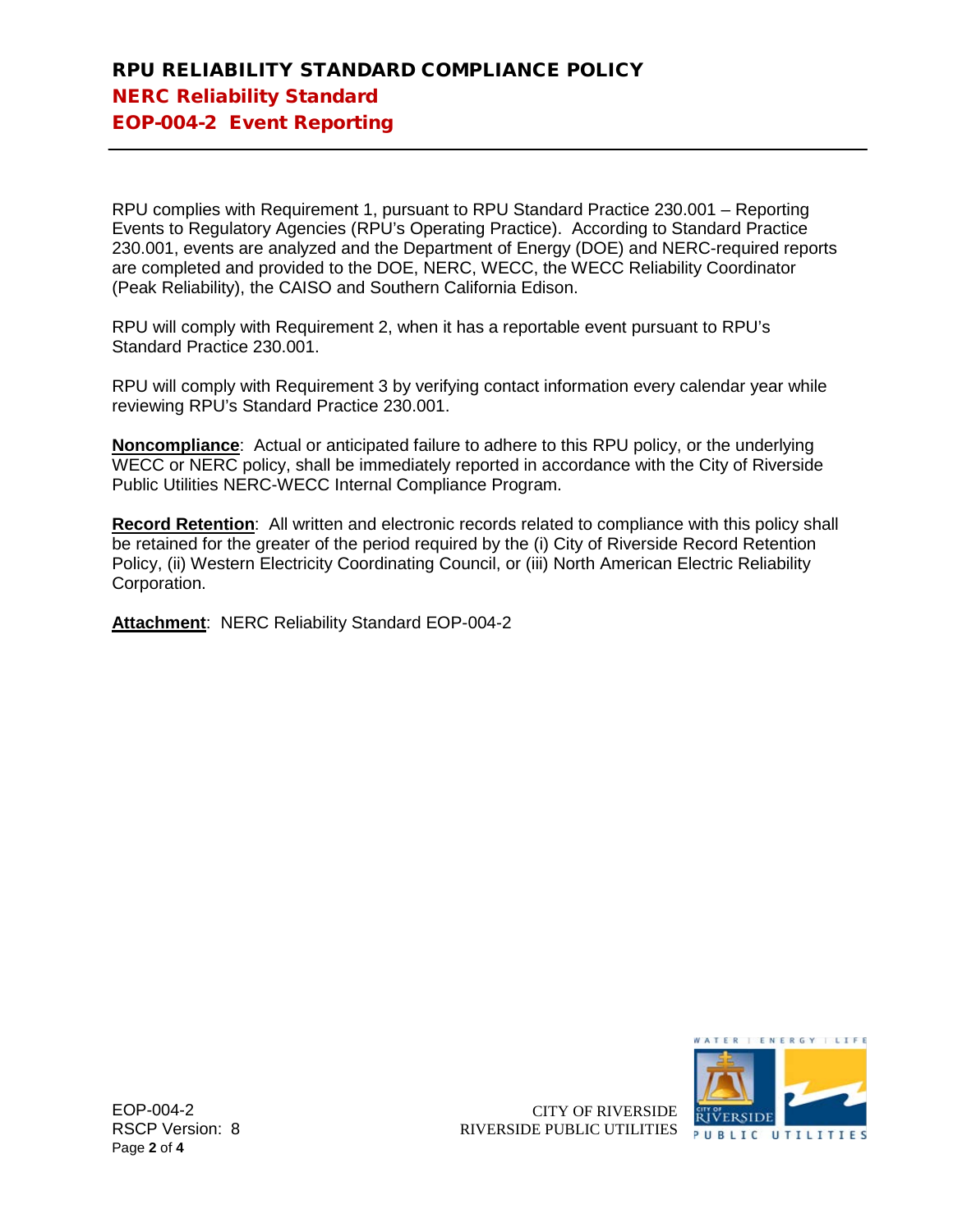RPU complies with Requirement 1, pursuant to RPU Standard Practice 230.001 – Reporting Events to Regulatory Agencies (RPU's Operating Practice). According to Standard Practice 230.001, events are analyzed and the Department of Energy (DOE) and NERC-required reports are completed and provided to the DOE, NERC, WECC, the WECC Reliability Coordinator (Peak Reliability), the CAISO and Southern California Edison.

RPU will comply with Requirement 2, when it has a reportable event pursuant to RPU's Standard Practice 230.001.

RPU will comply with Requirement 3 by verifying contact information every calendar year while reviewing RPU's Standard Practice 230.001.

**Noncompliance**: Actual or anticipated failure to adhere to this RPU policy, or the underlying WECC or NERC policy, shall be immediately reported in accordance with the City of Riverside Public Utilities NERC-WECC Internal Compliance Program.

**Record Retention**: All written and electronic records related to compliance with this policy shall be retained for the greater of the period required by the (i) City of Riverside Record Retention Policy, (ii) Western Electricity Coordinating Council, or (iii) North American Electric Reliability Corporation.

**Attachment**: NERC Reliability Standard EOP-004-2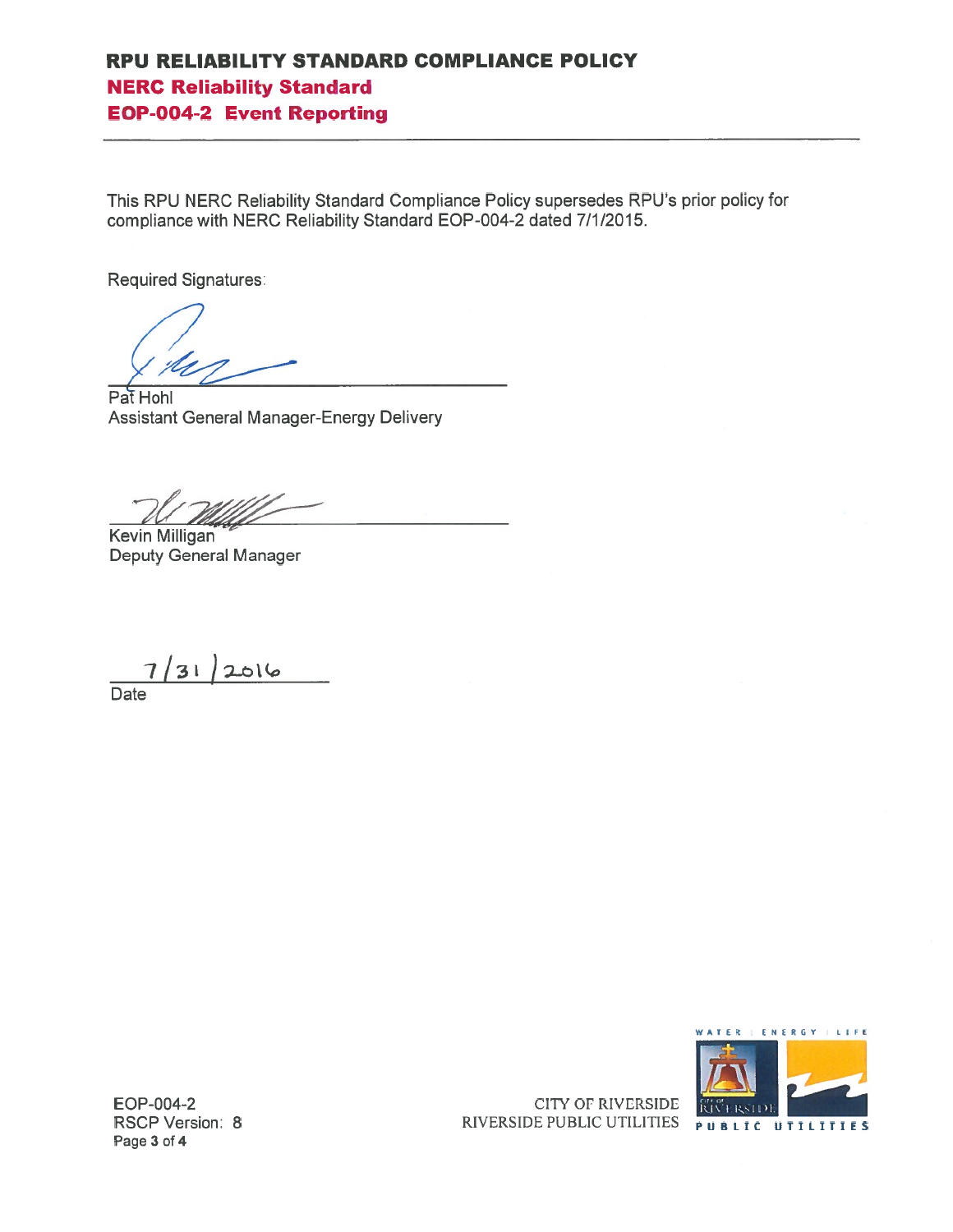# RPU RELIABILITY STANDARD COMPLIANCE POLICY

## NERC Reliability Standard

## EOP-004-2 Event Reporting

---

This RPU NERC Reliability Standard Compliance Policy supersedes RPU's prior policy for compliance with NERC Reliability Standard EOP-004-2 dated 7/1/2015.

Required Signatures:

Pat Hohl
Assistant General Manager-Energy Delivery

Kevin Milligan
Deputy General Manager

7/31/2016
Date

EOP-004-2
RSCP Version: 8

CITY OF RIVERSIDE
RIVERSIDE PUBLIC UTILITIES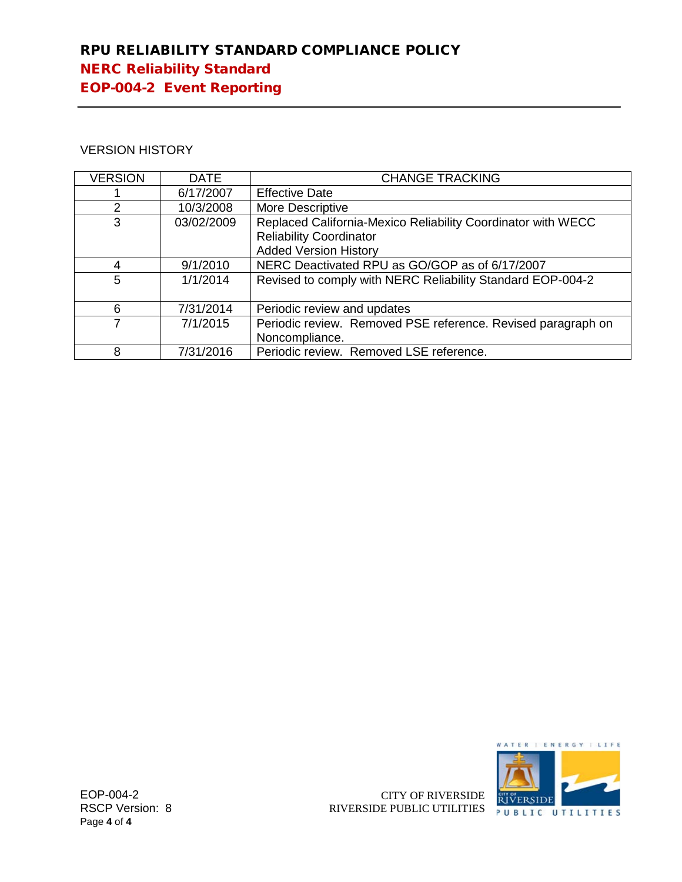VERSION HISTORY

| VERSION | DATE | CHANGE TRACKING |
|---|---|---|
| 1 | 6/17/2007 | Effective Date |
| 2 | 10/3/2008 | More Descriptive |
| 3 | 03/02/2009 | Replaced California-Mexico Reliability Coordinator with WECC Reliability Coordinator<br>Added Version History |
| 4 | 9/1/2010 | NERC Deactivated RPU as GO/GOP as of 6/17/2007 |
| 5 | 1/1/2014 | Revised to comply with NERC Reliability Standard EOP-004-2 |
| 6 | 7/31/2014 | Periodic review and updates |
| 7 | 7/1/2015 | Periodic review. Removed PSE reference. Revised paragraph on Noncompliance. |
| 8 | 7/31/2016 | Periodic review. Removed LSE reference. |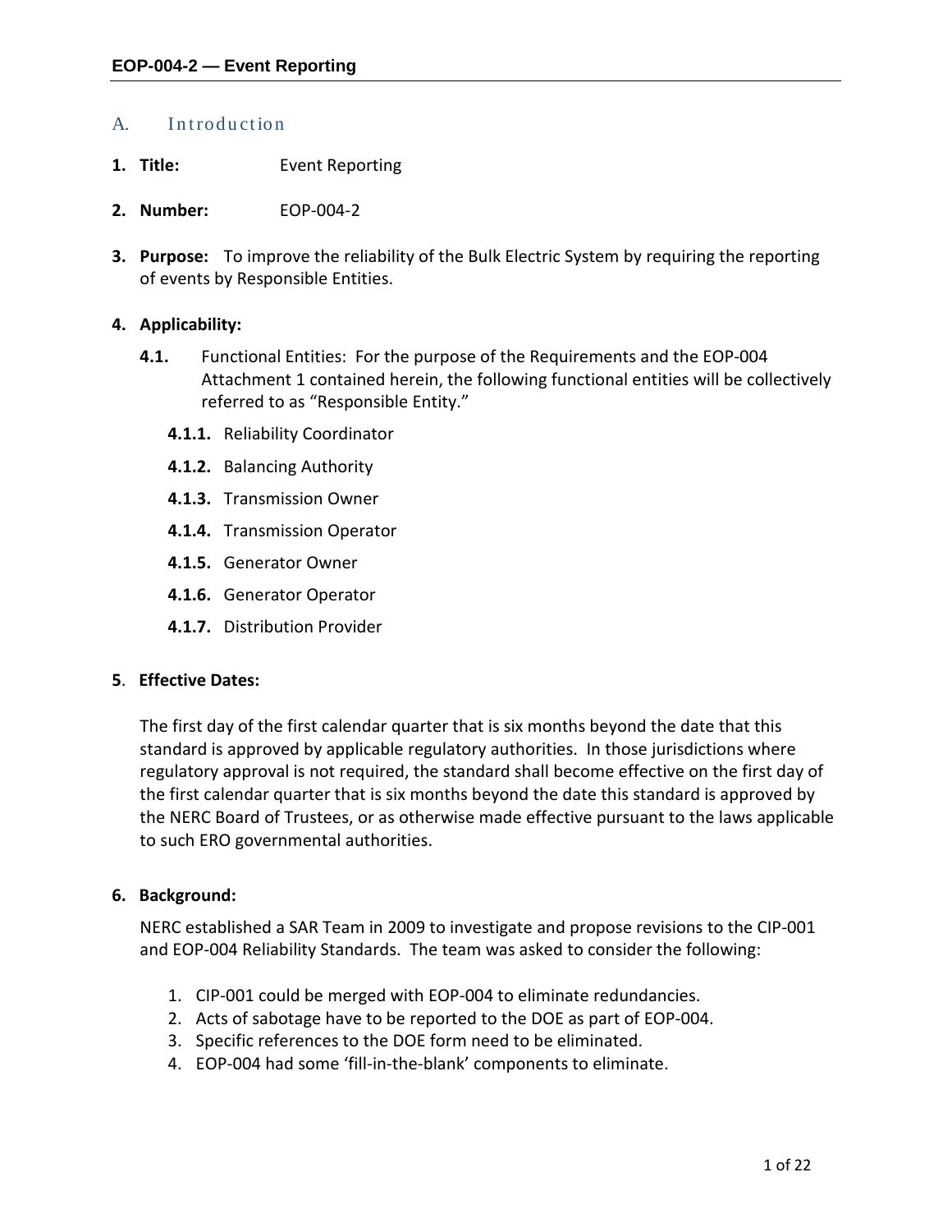## A. Introduction

1. **Title:** Event Reporting

2. **Number:** EOP-004-2

3. **Purpose:** To improve the reliability of the Bulk Electric System by requiring the reporting of events by Responsible Entities.

4. **Applicability:**

   **4.1.** Functional Entities: For the purpose of the Requirements and the EOP-004 Attachment 1 contained herein, the following functional entities will be collectively referred to as "Responsible Entity."

   **4.1.1.** Reliability Coordinator

   **4.1.2.** Balancing Authority

   **4.1.3.** Transmission Owner

   **4.1.4.** Transmission Operator

   **4.1.5.** Generator Owner

   **4.1.6.** Generator Operator

   **4.1.7.** Distribution Provider

5. **Effective Dates:**

   The first day of the first calendar quarter that is six months beyond the date that this standard is approved by applicable regulatory authorities. In those jurisdictions where regulatory approval is not required, the standard shall become effective on the first day of the first calendar quarter that is six months beyond the date this standard is approved by the NERC Board of Trustees, or as otherwise made effective pursuant to the laws applicable to such ERO governmental authorities.

6. **Background:**

   NERC established a SAR Team in 2009 to investigate and propose revisions to the CIP-001 and EOP-004 Reliability Standards. The team was asked to consider the following:

   1. CIP-001 could be merged with EOP-004 to eliminate redundancies.
   2. Acts of sabotage have to be reported to the DOE as part of EOP-004.
   3. Specific references to the DOE form need to be eliminated.
   4. EOP-004 had some 'fill-in-the-blank' components to eliminate.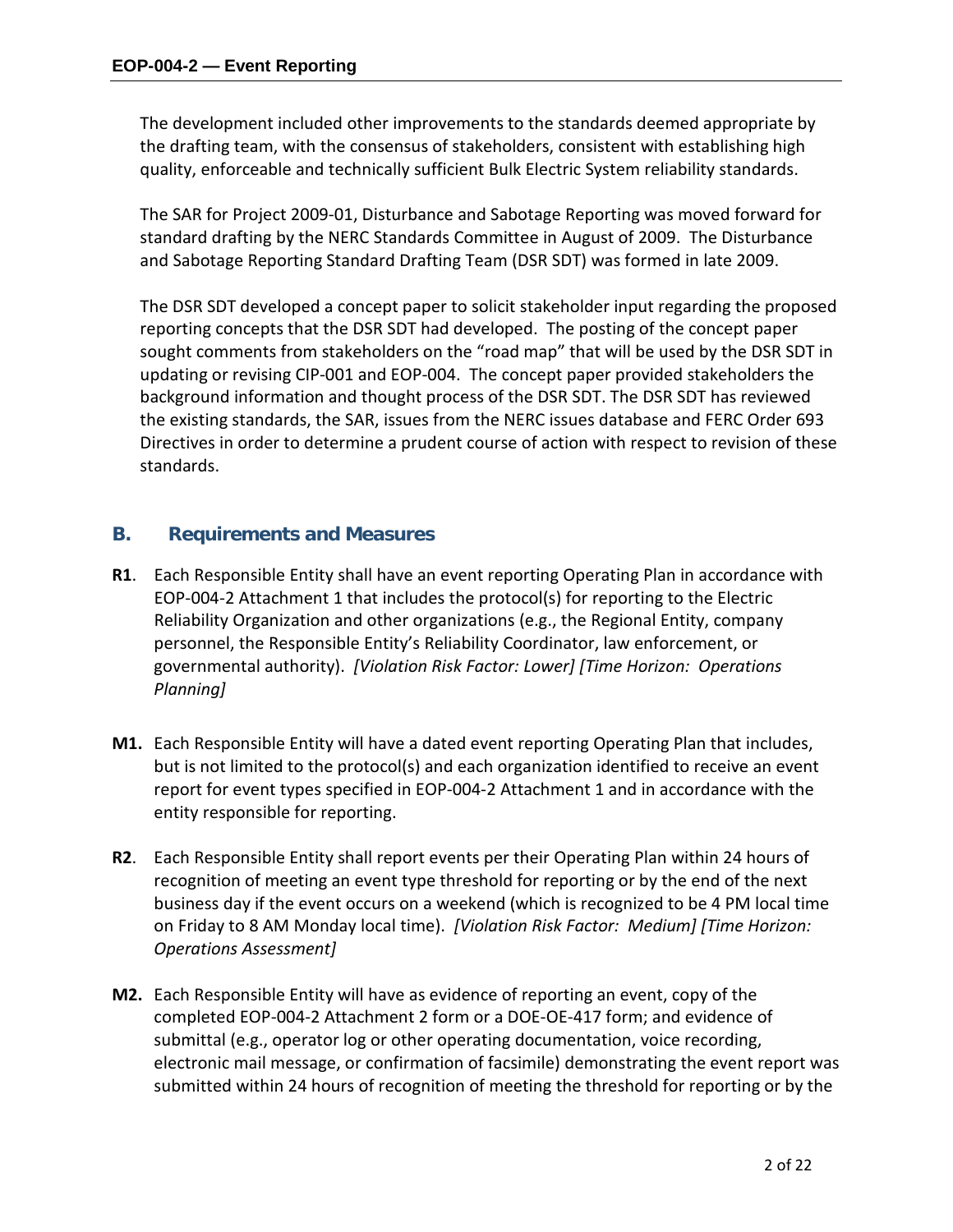The development included other improvements to the standards deemed appropriate by the drafting team, with the consensus of stakeholders, consistent with establishing high quality, enforceable and technically sufficient Bulk Electric System reliability standards.

The SAR for Project 2009-01, Disturbance and Sabotage Reporting was moved forward for standard drafting by the NERC Standards Committee in August of 2009. The Disturbance and Sabotage Reporting Standard Drafting Team (DSR SDT) was formed in late 2009.

The DSR SDT developed a concept paper to solicit stakeholder input regarding the proposed reporting concepts that the DSR SDT had developed. The posting of the concept paper sought comments from stakeholders on the "road map" that will be used by the DSR SDT in updating or revising CIP-001 and EOP-004. The concept paper provided stakeholders the background information and thought process of the DSR SDT. The DSR SDT has reviewed the existing standards, the SAR, issues from the NERC issues database and FERC Order 693 Directives in order to determine a prudent course of action with respect to revision of these standards.

## B. Requirements and Measures

**R1**. Each Responsible Entity shall have an event reporting Operating Plan in accordance with EOP-004-2 Attachment 1 that includes the protocol(s) for reporting to the Electric Reliability Organization and other organizations (e.g., the Regional Entity, company personnel, the Responsible Entity's Reliability Coordinator, law enforcement, or governmental authority). *[Violation Risk Factor: Lower] [Time Horizon: Operations Planning]*

**M1.** Each Responsible Entity will have a dated event reporting Operating Plan that includes, but is not limited to the protocol(s) and each organization identified to receive an event report for event types specified in EOP-004-2 Attachment 1 and in accordance with the entity responsible for reporting.

**R2**. Each Responsible Entity shall report events per their Operating Plan within 24 hours of recognition of meeting an event type threshold for reporting or by the end of the next business day if the event occurs on a weekend (which is recognized to be 4 PM local time on Friday to 8 AM Monday local time). *[Violation Risk Factor: Medium] [Time Horizon: Operations Assessment]*

**M2.** Each Responsible Entity will have as evidence of reporting an event, copy of the completed EOP-004-2 Attachment 2 form or a DOE-OE-417 form; and evidence of submittal (e.g., operator log or other operating documentation, voice recording, electronic mail message, or confirmation of facsimile) demonstrating the event report was submitted within 24 hours of recognition of meeting the threshold for reporting or by the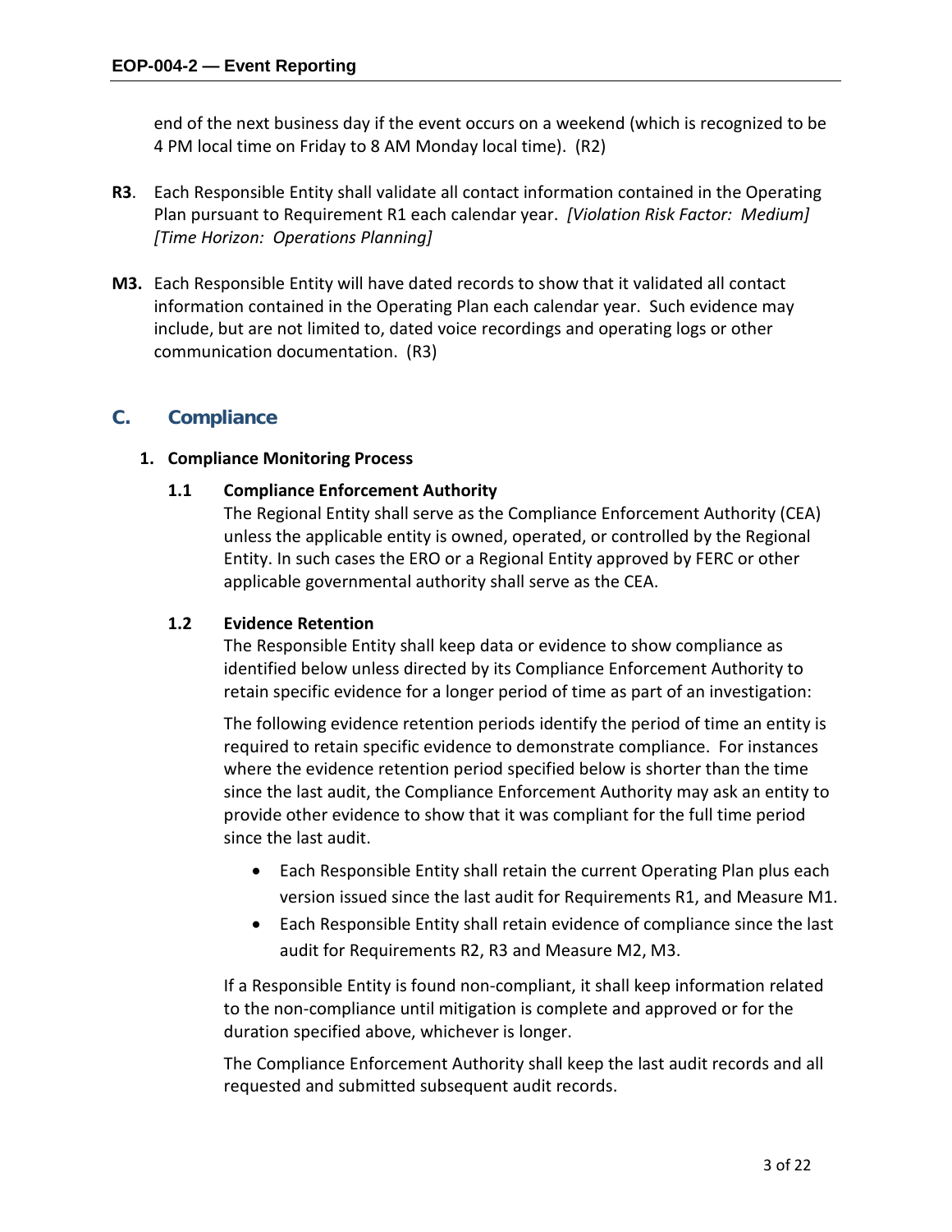end of the next business day if the event occurs on a weekend (which is recognized to be 4 PM local time on Friday to 8 AM Monday local time). (R2)

**R3**. Each Responsible Entity shall validate all contact information contained in the Operating Plan pursuant to Requirement R1 each calendar year. *[Violation Risk Factor: Medium] [Time Horizon: Operations Planning]*

**M3.** Each Responsible Entity will have dated records to show that it validated all contact information contained in the Operating Plan each calendar year. Such evidence may include, but are not limited to, dated voice recordings and operating logs or other communication documentation. (R3)

## C. Compliance

### 1. Compliance Monitoring Process

#### 1.1 Compliance Enforcement Authority

The Regional Entity shall serve as the Compliance Enforcement Authority (CEA) unless the applicable entity is owned, operated, or controlled by the Regional Entity. In such cases the ERO or a Regional Entity approved by FERC or other applicable governmental authority shall serve as the CEA.

#### 1.2 Evidence Retention

The Responsible Entity shall keep data or evidence to show compliance as identified below unless directed by its Compliance Enforcement Authority to retain specific evidence for a longer period of time as part of an investigation:

The following evidence retention periods identify the period of time an entity is required to retain specific evidence to demonstrate compliance. For instances where the evidence retention period specified below is shorter than the time since the last audit, the Compliance Enforcement Authority may ask an entity to provide other evidence to show that it was compliant for the full time period since the last audit.

- Each Responsible Entity shall retain the current Operating Plan plus each version issued since the last audit for Requirements R1, and Measure M1.
- Each Responsible Entity shall retain evidence of compliance since the last audit for Requirements R2, R3 and Measure M2, M3.

If a Responsible Entity is found non-compliant, it shall keep information related to the non-compliance until mitigation is complete and approved or for the duration specified above, whichever is longer.

The Compliance Enforcement Authority shall keep the last audit records and all requested and submitted subsequent audit records.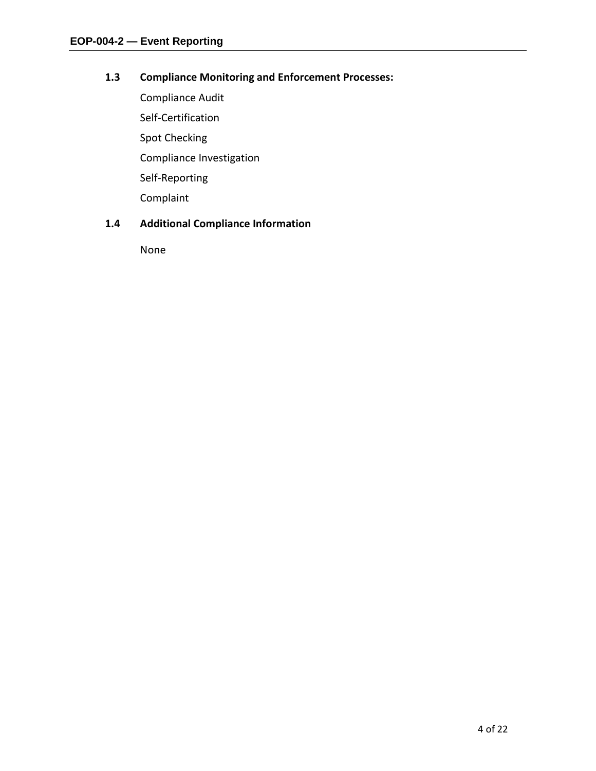### 1.3 Compliance Monitoring and Enforcement Processes:

Compliance Audit

Self-Certification

Spot Checking

Compliance Investigation

Self-Reporting

Complaint

### 1.4 Additional Compliance Information

None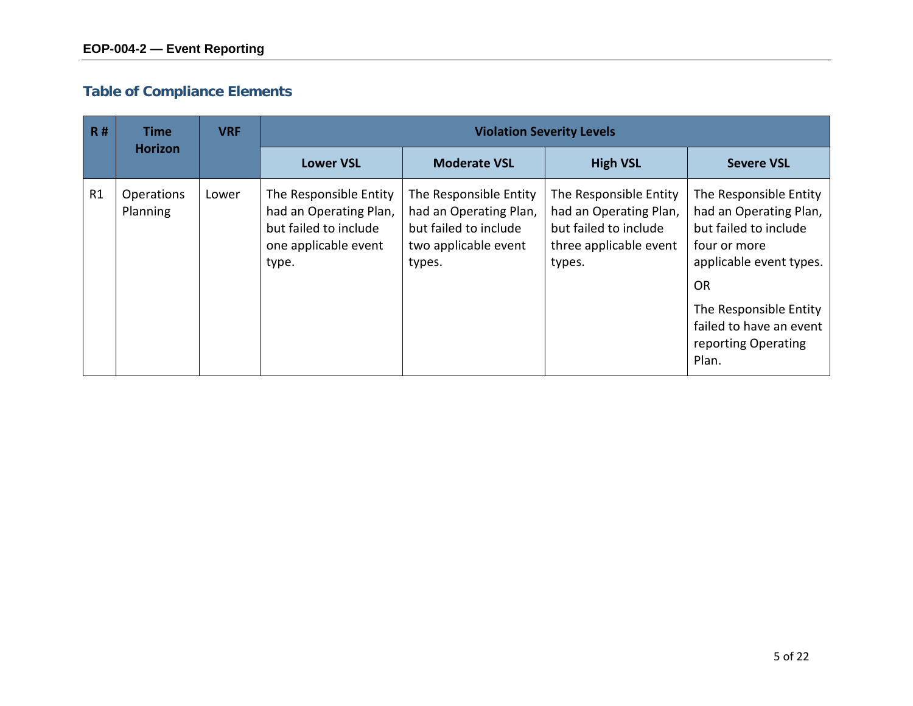## Table of Compliance Elements

| R # | Time Horizon | VRF | Violation Severity Levels | | | |
|---|---|---|---|---|---|---|
| | | | Lower VSL | Moderate VSL | High VSL | Severe VSL |
| R1 | Operations Planning | Lower | The Responsible Entity had an Operating Plan, but failed to include one applicable event type. | The Responsible Entity had an Operating Plan, but failed to include two applicable event types. | The Responsible Entity had an Operating Plan, but failed to include three applicable event types. | The Responsible Entity had an Operating Plan, but failed to include four or more applicable event types. OR The Responsible Entity failed to have an event reporting Operating Plan. |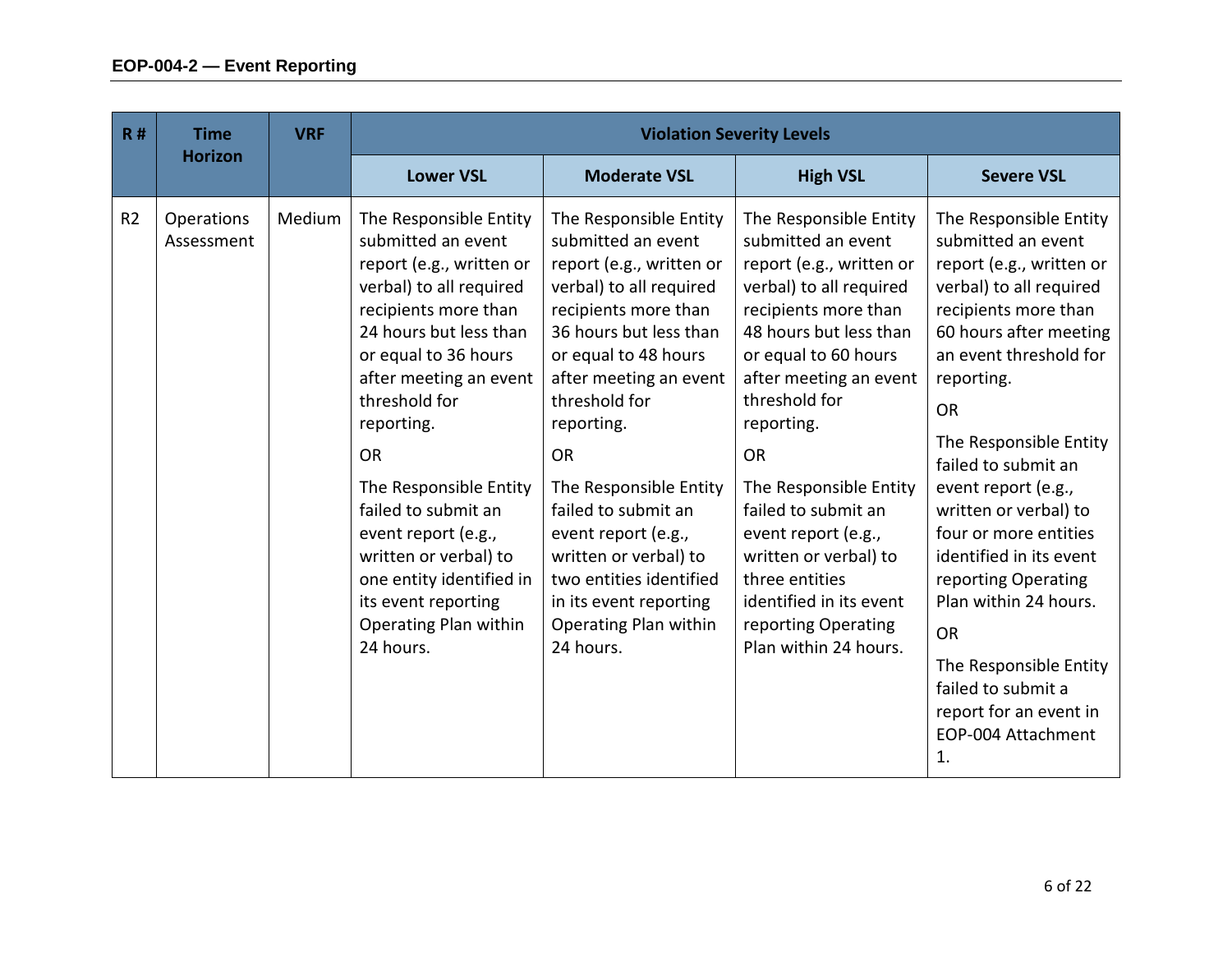| R # | Time Horizon | VRF | Violation Severity Levels | | | |
|---|---|---|---|---|---|---|
| | | | Lower VSL | Moderate VSL | High VSL | Severe VSL |
| R2 | Operations Assessment | Medium | The Responsible Entity submitted an event report (e.g., written or verbal) to all required recipients more than 24 hours but less than or equal to 36 hours after meeting an event threshold for reporting.<br><br>OR<br><br>The Responsible Entity failed to submit an event report (e.g., written or verbal) to one entity identified in its event reporting Operating Plan within 24 hours. | The Responsible Entity submitted an event report (e.g., written or verbal) to all required recipients more than 36 hours but less than or equal to 48 hours after meeting an event threshold for reporting.<br><br>OR<br><br>The Responsible Entity failed to submit an event report (e.g., written or verbal) to two entities identified in its event reporting Operating Plan within 24 hours. | The Responsible Entity submitted an event report (e.g., written or verbal) to all required recipients more than 48 hours but less than or equal to 60 hours after meeting an event threshold for reporting.<br><br>OR<br><br>The Responsible Entity failed to submit an event report (e.g., written or verbal) to three entities identified in its event reporting Operating Plan within 24 hours. | The Responsible Entity submitted an event report (e.g., written or verbal) to all required recipients more than 60 hours after meeting an event threshold for reporting.<br><br>OR<br><br>The Responsible Entity failed to submit an event report (e.g., written or verbal) to four or more entities identified in its event reporting Operating Plan within 24 hours.<br><br>OR<br><br>The Responsible Entity failed to submit a report for an event in EOP-004 Attachment 1. |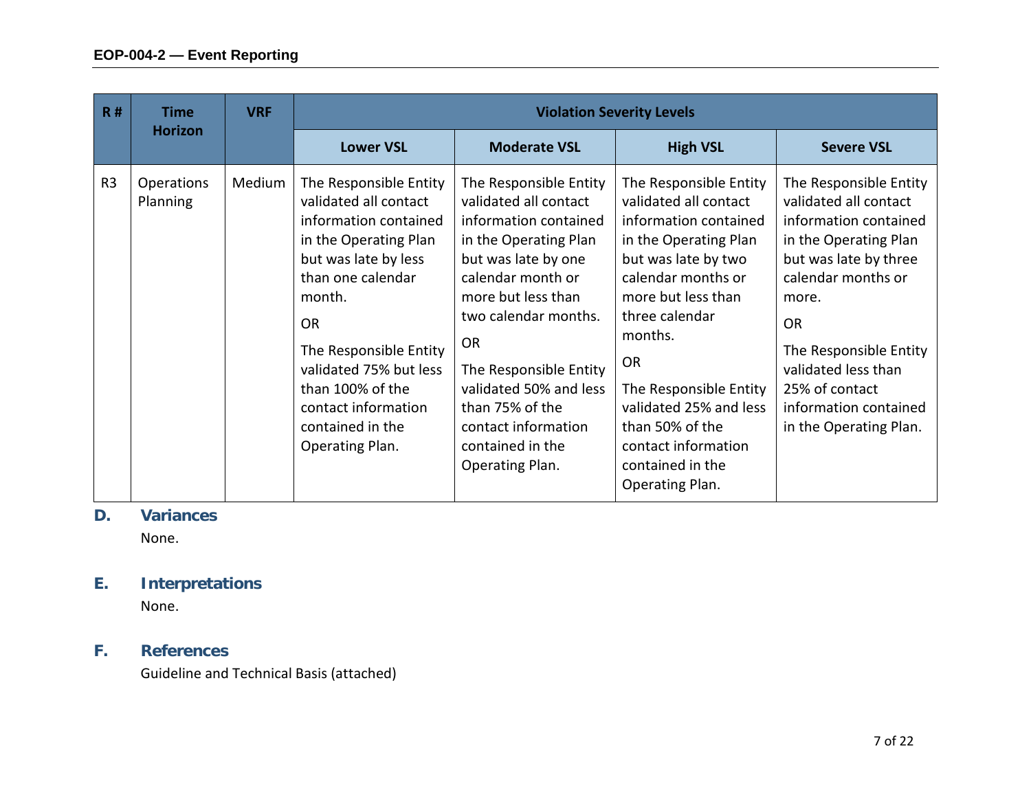| R # | Time Horizon | VRF | Violation Severity Levels | | | |
|---|---|---|---|---|---|---|
| | | | Lower VSL | Moderate VSL | High VSL | Severe VSL |
| R3 | Operations Planning | Medium | The Responsible Entity validated all contact information contained in the Operating Plan but was late by less than one calendar month.<br><br>OR<br><br>The Responsible Entity validated 75% but less than 100% of the contact information contained in the Operating Plan. | The Responsible Entity validated all contact information contained in the Operating Plan but was late by one calendar month or more but less than two calendar months.<br><br>OR<br><br>The Responsible Entity validated 50% and less than 75% of the contact information contained in the Operating Plan. | The Responsible Entity validated all contact information contained in the Operating Plan but was late by two calendar months or more but less than three calendar months.<br><br>OR<br><br>The Responsible Entity validated 25% and less than 50% of the contact information contained in the Operating Plan. | The Responsible Entity validated all contact information contained in the Operating Plan but was late by three calendar months or more.<br><br>OR<br><br>The Responsible Entity validated less than 25% of contact information contained in the Operating Plan. |

## D. Variances

None.

## E. Interpretations

None.

## F. References

Guideline and Technical Basis (attached)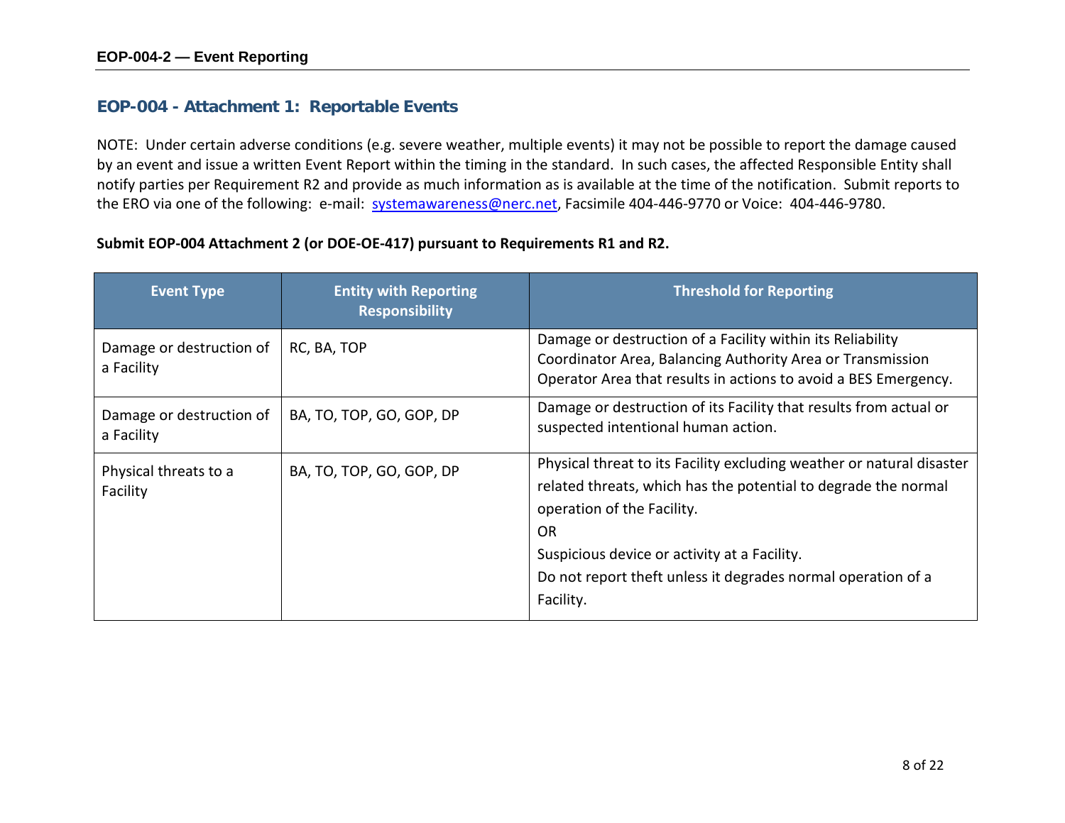## EOP-004 - Attachment 1: Reportable Events

NOTE: Under certain adverse conditions (e.g. severe weather, multiple events) it may not be possible to report the damage caused by an event and issue a written Event Report within the timing in the standard. In such cases, the affected Responsible Entity shall notify parties per Requirement R2 and provide as much information as is available at the time of the notification. Submit reports to the ERO via one of the following: e-mail: systemawareness@nerc.net, Facsimile 404-446-9770 or Voice: 404-446-9780.

**Submit EOP-004 Attachment 2 (or DOE-OE-417) pursuant to Requirements R1 and R2.**

| Event Type | Entity with Reporting Responsibility | Threshold for Reporting |
|---|---|---|
| Damage or destruction of a Facility | RC, BA, TOP | Damage or destruction of a Facility within its Reliability Coordinator Area, Balancing Authority Area or Transmission Operator Area that results in actions to avoid a BES Emergency. |
| Damage or destruction of a Facility | BA, TO, TOP, GO, GOP, DP | Damage or destruction of its Facility that results from actual or suspected intentional human action. |
| Physical threats to a Facility | BA, TO, TOP, GO, GOP, DP | Physical threat to its Facility excluding weather or natural disaster related threats, which has the potential to degrade the normal operation of the Facility.<br>OR<br>Suspicious device or activity at a Facility.<br>Do not report theft unless it degrades normal operation of a Facility. |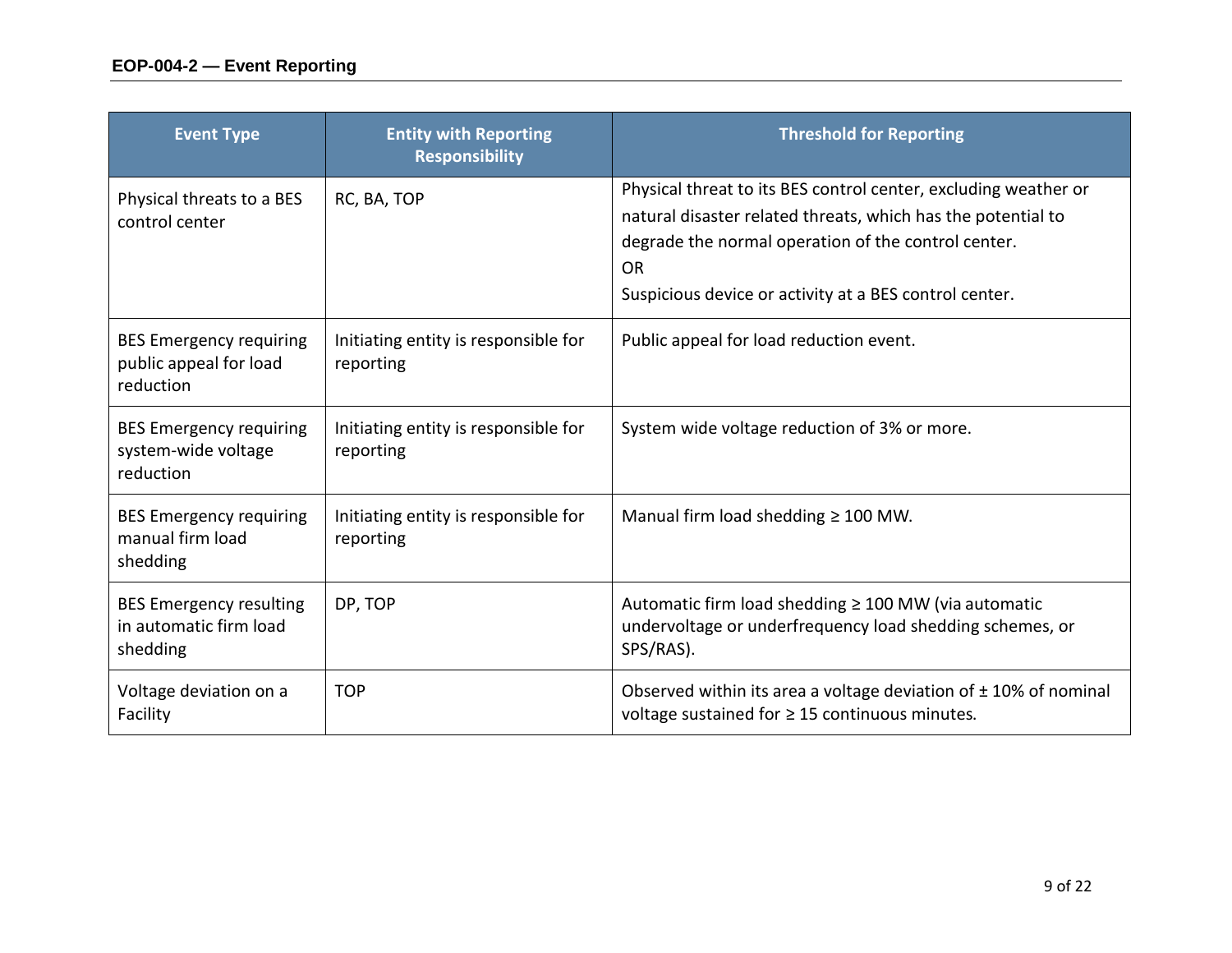| Event Type | Entity with Reporting Responsibility | Threshold for Reporting |
|---|---|---|
| Physical threats to a BES control center | RC, BA, TOP | Physical threat to its BES control center, excluding weather or natural disaster related threats, which has the potential to degrade the normal operation of the control center.<br>OR<br>Suspicious device or activity at a BES control center. |
| BES Emergency requiring public appeal for load reduction | Initiating entity is responsible for reporting | Public appeal for load reduction event. |
| BES Emergency requiring system-wide voltage reduction | Initiating entity is responsible for reporting | System wide voltage reduction of 3% or more. |
| BES Emergency requiring manual firm load shedding | Initiating entity is responsible for reporting | Manual firm load shedding ≥ 100 MW. |
| BES Emergency resulting in automatic firm load shedding | DP, TOP | Automatic firm load shedding ≥ 100 MW (via automatic undervoltage or underfrequency load shedding schemes, or SPS/RAS). |
| Voltage deviation on a Facility | TOP | Observed within its area a voltage deviation of ± 10% of nominal voltage sustained for ≥ 15 continuous minutes. |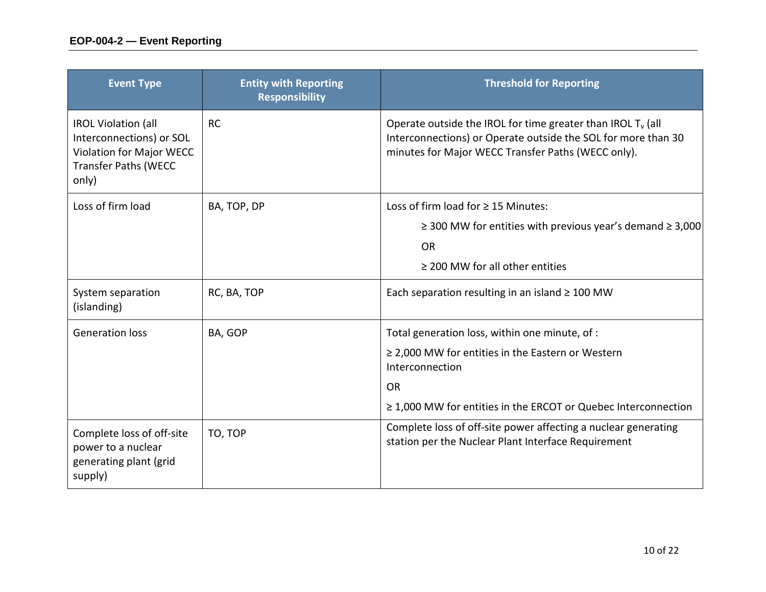| Event Type | Entity with Reporting Responsibility | Threshold for Reporting |
|---|---|---|
| IROL Violation (all Interconnections) or SOL Violation for Major WECC Transfer Paths (WECC only) | RC | Operate outside the IROL for time greater than IROL $T_v$ (all Interconnections) or Operate outside the SOL for more than 30 minutes for Major WECC Transfer Paths (WECC only). |
| Loss of firm load | BA, TOP, DP | Loss of firm load for ≥ 15 Minutes:<br>≥ 300 MW for entities with previous year's demand ≥ 3,000<br>OR<br>≥ 200 MW for all other entities |
| System separation (islanding) | RC, BA, TOP | Each separation resulting in an island ≥ 100 MW |
| Generation loss | BA, GOP | Total generation loss, within one minute, of :<br>≥ 2,000 MW for entities in the Eastern or Western Interconnection<br>OR<br>≥ 1,000 MW for entities in the ERCOT or Quebec Interconnection |
| Complete loss of off-site power to a nuclear generating plant (grid supply) | TO, TOP | Complete loss of off-site power affecting a nuclear generating station per the Nuclear Plant Interface Requirement |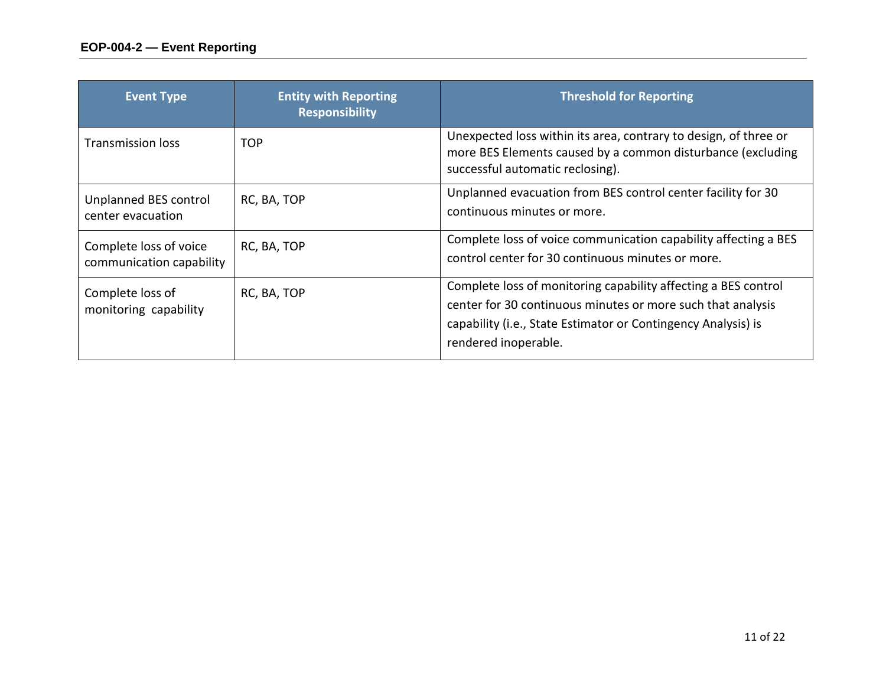| Event Type | Entity with Reporting Responsibility | Threshold for Reporting |
|---|---|---|
| Transmission loss | TOP | Unexpected loss within its area, contrary to design, of three or more BES Elements caused by a common disturbance (excluding successful automatic reclosing). |
| Unplanned BES control center evacuation | RC, BA, TOP | Unplanned evacuation from BES control center facility for 30 continuous minutes or more. |
| Complete loss of voice communication capability | RC, BA, TOP | Complete loss of voice communication capability affecting a BES control center for 30 continuous minutes or more. |
| Complete loss of monitoring capability | RC, BA, TOP | Complete loss of monitoring capability affecting a BES control center for 30 continuous minutes or more such that analysis capability (i.e., State Estimator or Contingency Analysis) is rendered inoperable. |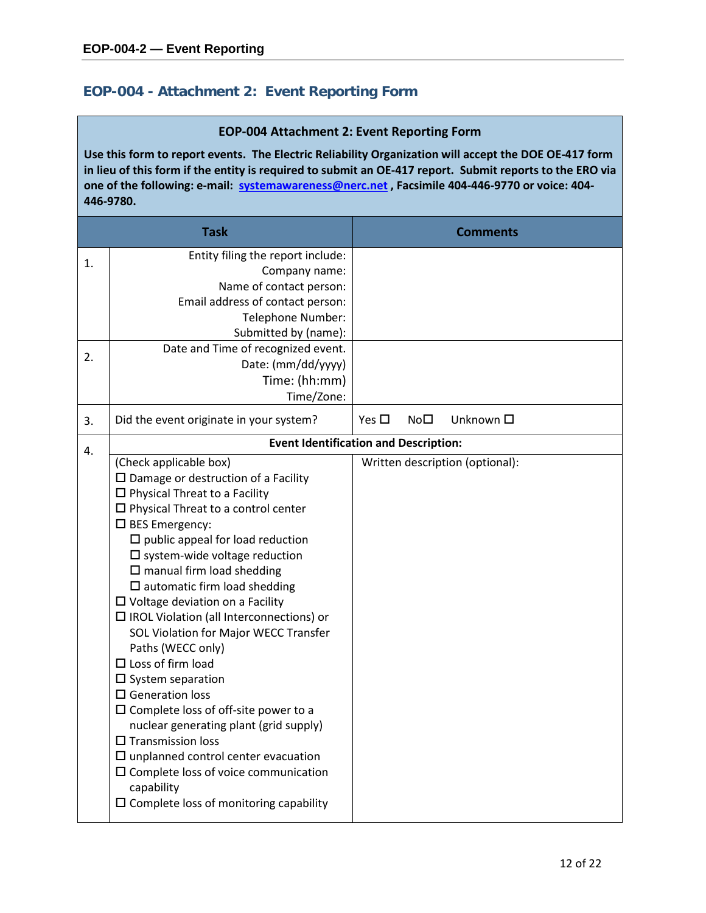## EOP-004 - Attachment 2: Event Reporting Form

| EOP-004 Attachment 2: Event Reporting Form | | |
|---|---|---|
| **Use this form to report events. The Electric Reliability Organization will accept the DOE OE-417 form in lieu of this form if the entity is required to submit an OE-417 report. Submit reports to the ERO via one of the following: e-mail: systemawareness@nerc.net , Facsimile 404-446-9770 or voice: 404-446-9780.** | | |
| | **Task** | **Comments** |
| 1. | Entity filing the report include:<br>Company name:<br>Name of contact person:<br>Email address of contact person:<br>Telephone Number:<br>Submitted by (name): | |
| 2. | Date and Time of recognized event.<br>Date: (mm/dd/yyyy)<br>Time: (hh:mm)<br>Time/Zone: | |
| 3. | Did the event originate in your system? | Yes ☐ No☐ Unknown ☐ |
| 4. | **Event Identification and Description:** | |
| | (Check applicable box)<br>☐ Damage or destruction of a Facility<br>☐ Physical Threat to a Facility<br>☐ Physical Threat to a control center<br>☐ BES Emergency:<br>☐ public appeal for load reduction<br>☐ system-wide voltage reduction<br>☐ manual firm load shedding<br>☐ automatic firm load shedding<br>☐ Voltage deviation on a Facility<br>☐ IROL Violation (all Interconnections) or SOL Violation for Major WECC Transfer Paths (WECC only)<br>☐ Loss of firm load<br>☐ System separation<br>☐ Generation loss<br>☐ Complete loss of off-site power to a nuclear generating plant (grid supply)<br>☐ Transmission loss<br>☐ unplanned control center evacuation<br>☐ Complete loss of voice communication capability<br>☐ Complete loss of monitoring capability | Written description (optional): |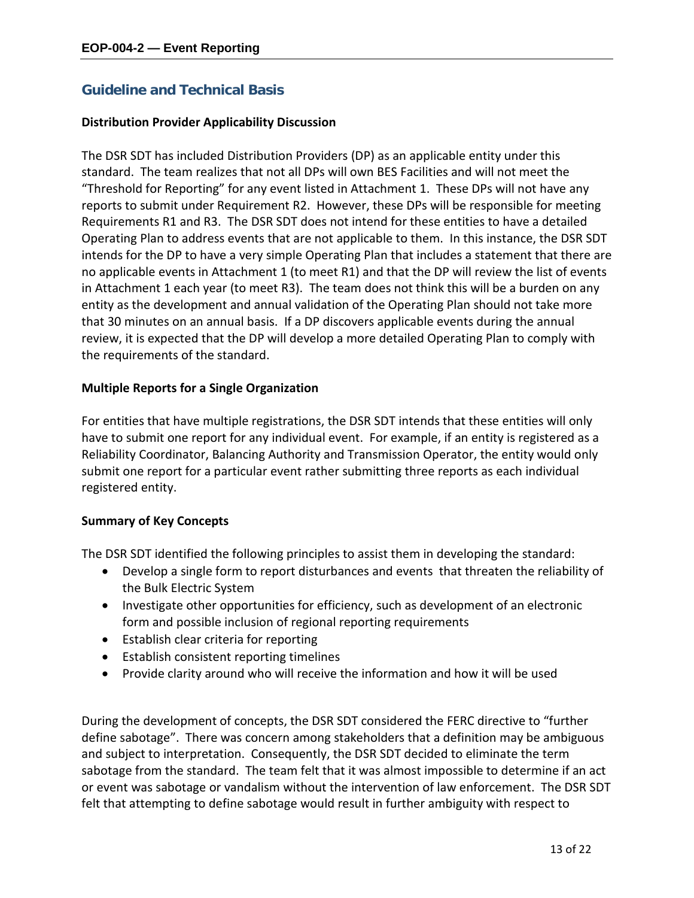## Guideline and Technical Basis

**Distribution Provider Applicability Discussion**

The DSR SDT has included Distribution Providers (DP) as an applicable entity under this standard. The team realizes that not all DPs will own BES Facilities and will not meet the "Threshold for Reporting" for any event listed in Attachment 1. These DPs will not have any reports to submit under Requirement R2. However, these DPs will be responsible for meeting Requirements R1 and R3. The DSR SDT does not intend for these entities to have a detailed Operating Plan to address events that are not applicable to them. In this instance, the DSR SDT intends for the DP to have a very simple Operating Plan that includes a statement that there are no applicable events in Attachment 1 (to meet R1) and that the DP will review the list of events in Attachment 1 each year (to meet R3). The team does not think this will be a burden on any entity as the development and annual validation of the Operating Plan should not take more that 30 minutes on an annual basis. If a DP discovers applicable events during the annual review, it is expected that the DP will develop a more detailed Operating Plan to comply with the requirements of the standard.

**Multiple Reports for a Single Organization**

For entities that have multiple registrations, the DSR SDT intends that these entities will only have to submit one report for any individual event. For example, if an entity is registered as a Reliability Coordinator, Balancing Authority and Transmission Operator, the entity would only submit one report for a particular event rather submitting three reports as each individual registered entity.

**Summary of Key Concepts**

The DSR SDT identified the following principles to assist them in developing the standard:

- Develop a single form to report disturbances and events that threaten the reliability of the Bulk Electric System
- Investigate other opportunities for efficiency, such as development of an electronic form and possible inclusion of regional reporting requirements
- Establish clear criteria for reporting
- Establish consistent reporting timelines
- Provide clarity around who will receive the information and how it will be used

During the development of concepts, the DSR SDT considered the FERC directive to "further define sabotage". There was concern among stakeholders that a definition may be ambiguous and subject to interpretation. Consequently, the DSR SDT decided to eliminate the term sabotage from the standard. The team felt that it was almost impossible to determine if an act or event was sabotage or vandalism without the intervention of law enforcement. The DSR SDT felt that attempting to define sabotage would result in further ambiguity with respect to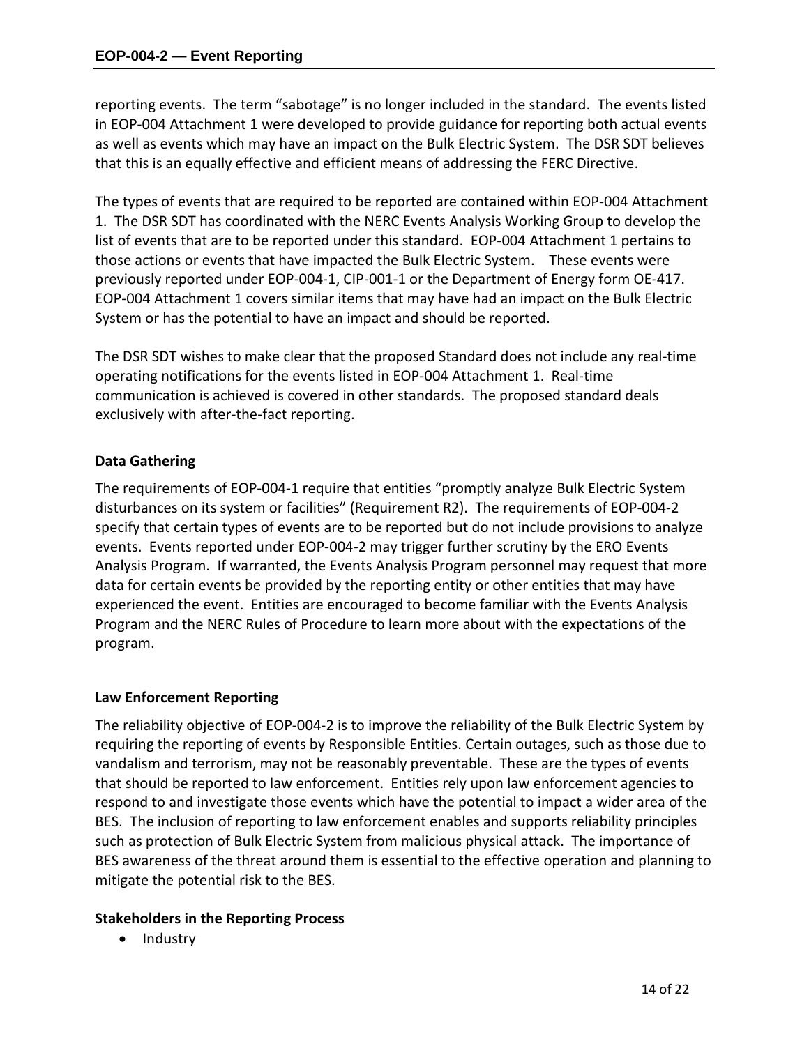reporting events. The term "sabotage" is no longer included in the standard. The events listed in EOP-004 Attachment 1 were developed to provide guidance for reporting both actual events as well as events which may have an impact on the Bulk Electric System. The DSR SDT believes that this is an equally effective and efficient means of addressing the FERC Directive.

The types of events that are required to be reported are contained within EOP-004 Attachment 1. The DSR SDT has coordinated with the NERC Events Analysis Working Group to develop the list of events that are to be reported under this standard. EOP-004 Attachment 1 pertains to those actions or events that have impacted the Bulk Electric System. These events were previously reported under EOP-004-1, CIP-001-1 or the Department of Energy form OE-417. EOP-004 Attachment 1 covers similar items that may have had an impact on the Bulk Electric System or has the potential to have an impact and should be reported.

The DSR SDT wishes to make clear that the proposed Standard does not include any real-time operating notifications for the events listed in EOP-004 Attachment 1. Real-time communication is achieved is covered in other standards. The proposed standard deals exclusively with after-the-fact reporting.

**Data Gathering**

The requirements of EOP-004-1 require that entities "promptly analyze Bulk Electric System disturbances on its system or facilities" (Requirement R2). The requirements of EOP-004-2 specify that certain types of events are to be reported but do not include provisions to analyze events. Events reported under EOP-004-2 may trigger further scrutiny by the ERO Events Analysis Program. If warranted, the Events Analysis Program personnel may request that more data for certain events be provided by the reporting entity or other entities that may have experienced the event. Entities are encouraged to become familiar with the Events Analysis Program and the NERC Rules of Procedure to learn more about with the expectations of the program.

**Law Enforcement Reporting**

The reliability objective of EOP-004-2 is to improve the reliability of the Bulk Electric System by requiring the reporting of events by Responsible Entities. Certain outages, such as those due to vandalism and terrorism, may not be reasonably preventable. These are the types of events that should be reported to law enforcement. Entities rely upon law enforcement agencies to respond to and investigate those events which have the potential to impact a wider area of the BES. The inclusion of reporting to law enforcement enables and supports reliability principles such as protection of Bulk Electric System from malicious physical attack. The importance of BES awareness of the threat around them is essential to the effective operation and planning to mitigate the potential risk to the BES.

**Stakeholders in the Reporting Process**

- Industry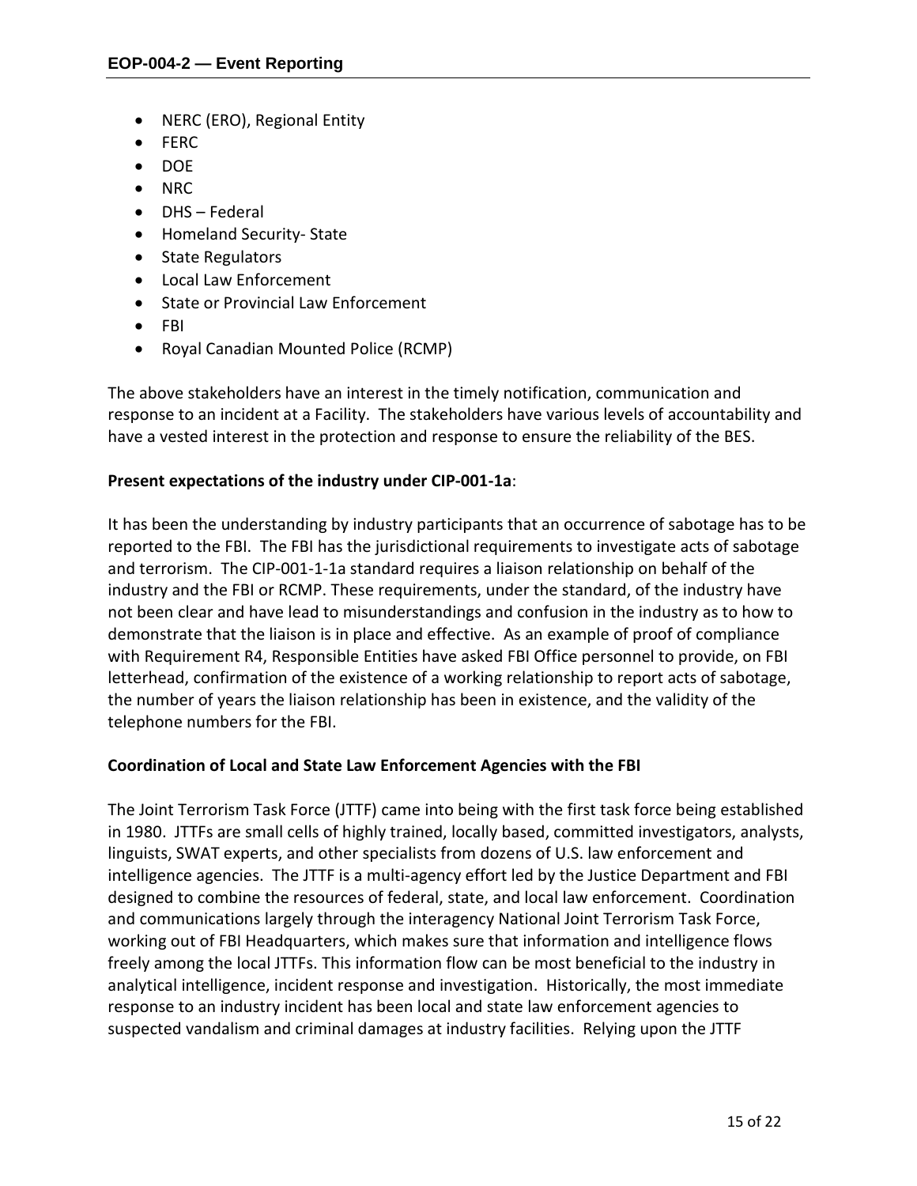- NERC (ERO), Regional Entity
- FERC
- DOE
- NRC
- DHS – Federal
- Homeland Security- State
- State Regulators
- Local Law Enforcement
- State or Provincial Law Enforcement
- FBI
- Royal Canadian Mounted Police (RCMP)

The above stakeholders have an interest in the timely notification, communication and response to an incident at a Facility. The stakeholders have various levels of accountability and have a vested interest in the protection and response to ensure the reliability of the BES.

**Present expectations of the industry under CIP-001-1a**:

It has been the understanding by industry participants that an occurrence of sabotage has to be reported to the FBI. The FBI has the jurisdictional requirements to investigate acts of sabotage and terrorism. The CIP-001-1-1a standard requires a liaison relationship on behalf of the industry and the FBI or RCMP. These requirements, under the standard, of the industry have not been clear and have lead to misunderstandings and confusion in the industry as to how to demonstrate that the liaison is in place and effective. As an example of proof of compliance with Requirement R4, Responsible Entities have asked FBI Office personnel to provide, on FBI letterhead, confirmation of the existence of a working relationship to report acts of sabotage, the number of years the liaison relationship has been in existence, and the validity of the telephone numbers for the FBI.

**Coordination of Local and State Law Enforcement Agencies with the FBI**

The Joint Terrorism Task Force (JTTF) came into being with the first task force being established in 1980. JTTFs are small cells of highly trained, locally based, committed investigators, analysts, linguists, SWAT experts, and other specialists from dozens of U.S. law enforcement and intelligence agencies. The JTTF is a multi-agency effort led by the Justice Department and FBI designed to combine the resources of federal, state, and local law enforcement. Coordination and communications largely through the interagency National Joint Terrorism Task Force, working out of FBI Headquarters, which makes sure that information and intelligence flows freely among the local JTTFs. This information flow can be most beneficial to the industry in analytical intelligence, incident response and investigation. Historically, the most immediate response to an industry incident has been local and state law enforcement agencies to suspected vandalism and criminal damages at industry facilities. Relying upon the JTTF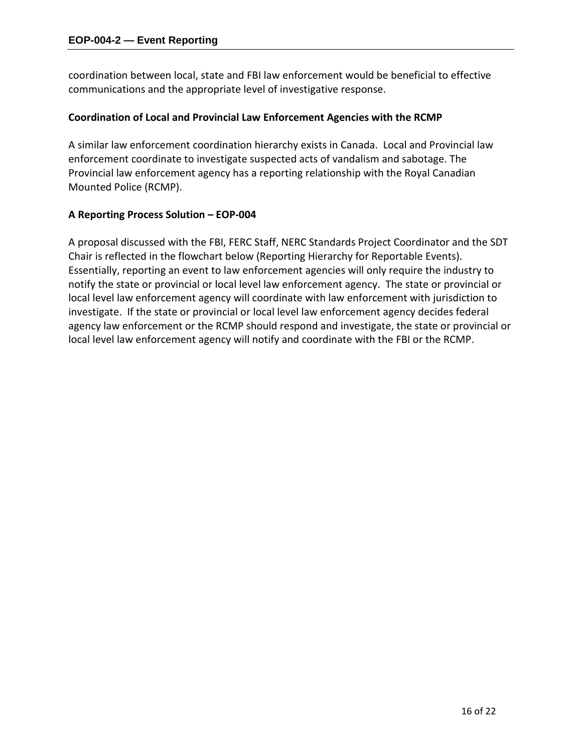coordination between local, state and FBI law enforcement would be beneficial to effective communications and the appropriate level of investigative response.

**Coordination of Local and Provincial Law Enforcement Agencies with the RCMP**

A similar law enforcement coordination hierarchy exists in Canada. Local and Provincial law enforcement coordinate to investigate suspected acts of vandalism and sabotage. The Provincial law enforcement agency has a reporting relationship with the Royal Canadian Mounted Police (RCMP).

**A Reporting Process Solution – EOP-004**

A proposal discussed with the FBI, FERC Staff, NERC Standards Project Coordinator and the SDT Chair is reflected in the flowchart below (Reporting Hierarchy for Reportable Events). Essentially, reporting an event to law enforcement agencies will only require the industry to notify the state or provincial or local level law enforcement agency. The state or provincial or local level law enforcement agency will coordinate with law enforcement with jurisdiction to investigate. If the state or provincial or local level law enforcement agency decides federal agency law enforcement or the RCMP should respond and investigate, the state or provincial or local level law enforcement agency will notify and coordinate with the FBI or the RCMP.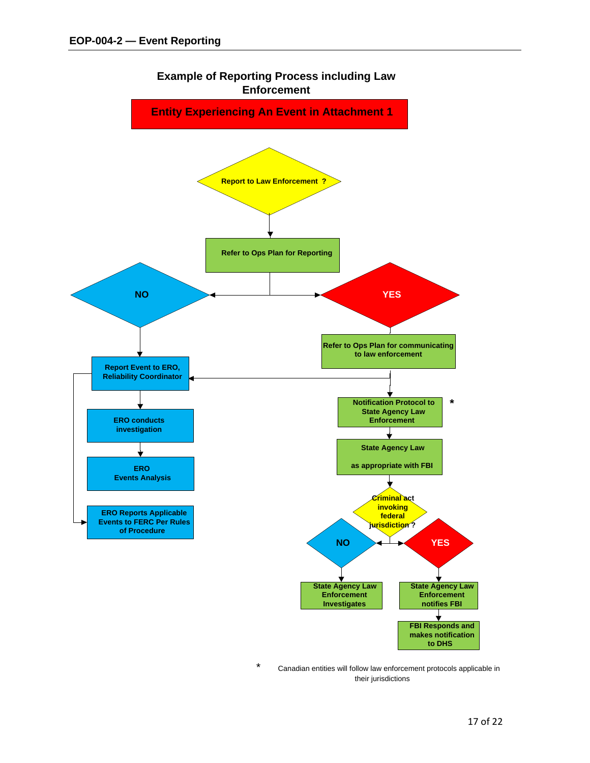## Example of Reporting Process including Law Enforcement

**Entity Experiencing An Event in Attachment 1**

**Report to Law Enforcement ?**

**Refer to Ops Plan for Reporting**

**NO**

**Report Event to ERO, Reliability Coordinator**

**ERO conducts investigation**

**ERO Events Analysis**

**ERO Reports Applicable Events to FERC Per Rules of Procedure**

**YES**

**Refer to Ops Plan for communicating to law enforcement**

**Notification Protocol to State Agency Law Enforcement** *

**State Agency Law as appropriate with FBI**

**Criminal act invoking federal jurisdiction ?**

**NO**

**State Agency Law Enforcement Investigates**

**YES**

**State Agency Law Enforcement notifies FBI**

**FBI Responds and makes notification to DHS**

\* Canadian entities will follow law enforcement protocols applicable in their jurisdictions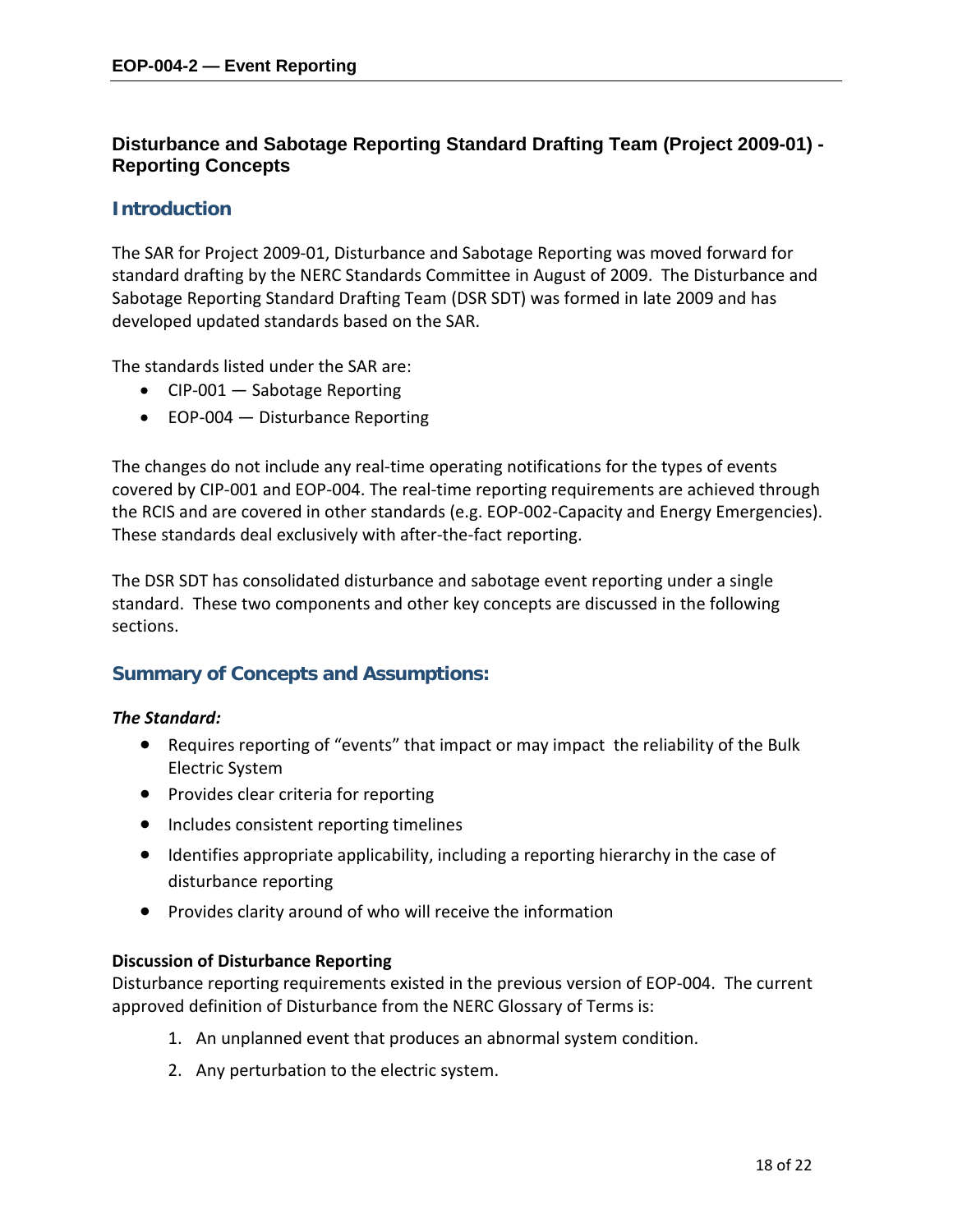## Disturbance and Sabotage Reporting Standard Drafting Team (Project 2009-01) - Reporting Concepts

### Introduction

The SAR for Project 2009-01, Disturbance and Sabotage Reporting was moved forward for standard drafting by the NERC Standards Committee in August of 2009. The Disturbance and Sabotage Reporting Standard Drafting Team (DSR SDT) was formed in late 2009 and has developed updated standards based on the SAR.

The standards listed under the SAR are:

- CIP-001 — Sabotage Reporting
- EOP-004 — Disturbance Reporting

The changes do not include any real-time operating notifications for the types of events covered by CIP-001 and EOP-004. The real-time reporting requirements are achieved through the RCIS and are covered in other standards (e.g. EOP-002-Capacity and Energy Emergencies). These standards deal exclusively with after-the-fact reporting.

The DSR SDT has consolidated disturbance and sabotage event reporting under a single standard. These two components and other key concepts are discussed in the following sections.

### Summary of Concepts and Assumptions:

***The Standard:***

- Requires reporting of "events" that impact or may impact the reliability of the Bulk Electric System
- Provides clear criteria for reporting
- Includes consistent reporting timelines
- Identifies appropriate applicability, including a reporting hierarchy in the case of disturbance reporting
- Provides clarity around of who will receive the information

**Discussion of Disturbance Reporting**

Disturbance reporting requirements existed in the previous version of EOP-004. The current approved definition of Disturbance from the NERC Glossary of Terms is:

1. An unplanned event that produces an abnormal system condition.
2. Any perturbation to the electric system.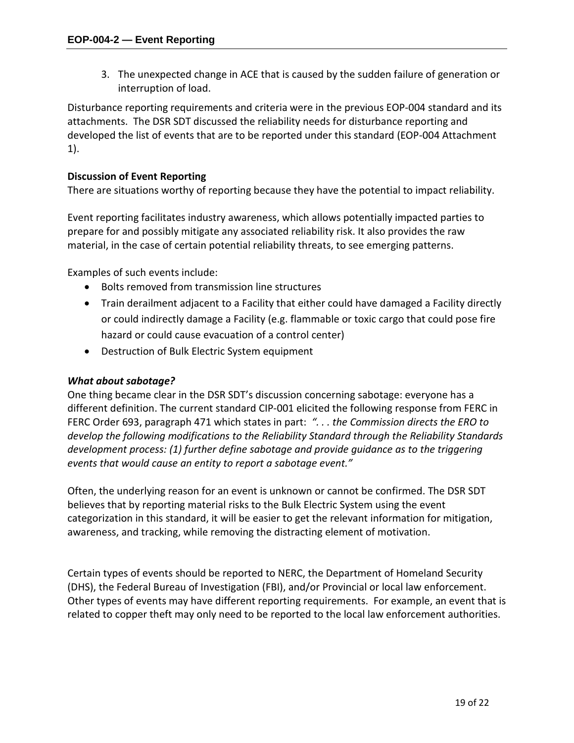3. The unexpected change in ACE that is caused by the sudden failure of generation or interruption of load.

Disturbance reporting requirements and criteria were in the previous EOP-004 standard and its attachments. The DSR SDT discussed the reliability needs for disturbance reporting and developed the list of events that are to be reported under this standard (EOP-004 Attachment 1).

**Discussion of Event Reporting**

There are situations worthy of reporting because they have the potential to impact reliability.

Event reporting facilitates industry awareness, which allows potentially impacted parties to prepare for and possibly mitigate any associated reliability risk. It also provides the raw material, in the case of certain potential reliability threats, to see emerging patterns.

Examples of such events include:

- Bolts removed from transmission line structures
- Train derailment adjacent to a Facility that either could have damaged a Facility directly or could indirectly damage a Facility (e.g. flammable or toxic cargo that could pose fire hazard or could cause evacuation of a control center)
- Destruction of Bulk Electric System equipment

***What about sabotage?***

One thing became clear in the DSR SDT's discussion concerning sabotage: everyone has a different definition. The current standard CIP-001 elicited the following response from FERC in FERC Order 693, paragraph 471 which states in part: *". . . the Commission directs the ERO to develop the following modifications to the Reliability Standard through the Reliability Standards development process: (1) further define sabotage and provide guidance as to the triggering events that would cause an entity to report a sabotage event."*

Often, the underlying reason for an event is unknown or cannot be confirmed. The DSR SDT believes that by reporting material risks to the Bulk Electric System using the event categorization in this standard, it will be easier to get the relevant information for mitigation, awareness, and tracking, while removing the distracting element of motivation.

Certain types of events should be reported to NERC, the Department of Homeland Security (DHS), the Federal Bureau of Investigation (FBI), and/or Provincial or local law enforcement. Other types of events may have different reporting requirements. For example, an event that is related to copper theft may only need to be reported to the local law enforcement authorities.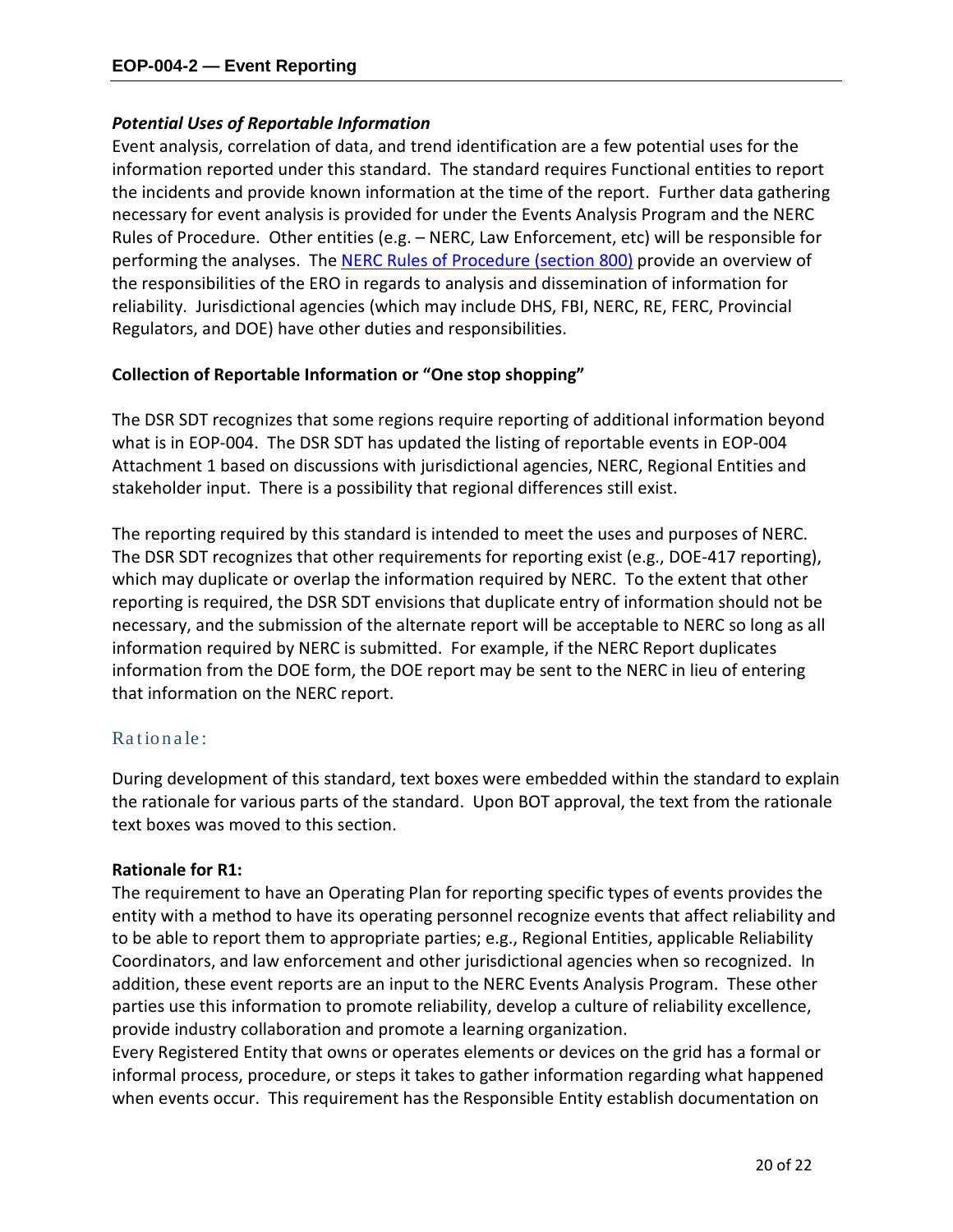### *Potential Uses of Reportable Information*

Event analysis, correlation of data, and trend identification are a few potential uses for the information reported under this standard. The standard requires Functional entities to report the incidents and provide known information at the time of the report. Further data gathering necessary for event analysis is provided for under the Events Analysis Program and the NERC Rules of Procedure. Other entities (e.g. – NERC, Law Enforcement, etc) will be responsible for performing the analyses. The NERC Rules of Procedure (section 800) provide an overview of the responsibilities of the ERO in regards to analysis and dissemination of information for reliability. Jurisdictional agencies (which may include DHS, FBI, NERC, RE, FERC, Provincial Regulators, and DOE) have other duties and responsibilities.

### **Collection of Reportable Information or "One stop shopping"**

The DSR SDT recognizes that some regions require reporting of additional information beyond what is in EOP-004. The DSR SDT has updated the listing of reportable events in EOP-004 Attachment 1 based on discussions with jurisdictional agencies, NERC, Regional Entities and stakeholder input. There is a possibility that regional differences still exist.

The reporting required by this standard is intended to meet the uses and purposes of NERC. The DSR SDT recognizes that other requirements for reporting exist (e.g., DOE-417 reporting), which may duplicate or overlap the information required by NERC. To the extent that other reporting is required, the DSR SDT envisions that duplicate entry of information should not be necessary, and the submission of the alternate report will be acceptable to NERC so long as all information required by NERC is submitted. For example, if the NERC Report duplicates information from the DOE form, the DOE report may be sent to the NERC in lieu of entering that information on the NERC report.

## Rationale:

During development of this standard, text boxes were embedded within the standard to explain the rationale for various parts of the standard. Upon BOT approval, the text from the rationale text boxes was moved to this section.

### **Rationale for R1:**

The requirement to have an Operating Plan for reporting specific types of events provides the entity with a method to have its operating personnel recognize events that affect reliability and to be able to report them to appropriate parties; e.g., Regional Entities, applicable Reliability Coordinators, and law enforcement and other jurisdictional agencies when so recognized. In addition, these event reports are an input to the NERC Events Analysis Program. These other parties use this information to promote reliability, develop a culture of reliability excellence, provide industry collaboration and promote a learning organization.

Every Registered Entity that owns or operates elements or devices on the grid has a formal or informal process, procedure, or steps it takes to gather information regarding what happened when events occur. This requirement has the Responsible Entity establish documentation on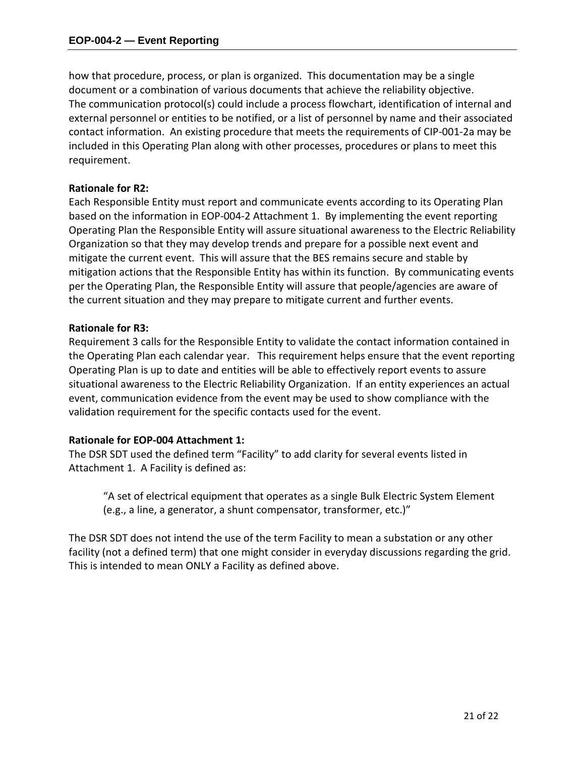how that procedure, process, or plan is organized. This documentation may be a single document or a combination of various documents that achieve the reliability objective. The communication protocol(s) could include a process flowchart, identification of internal and external personnel or entities to be notified, or a list of personnel by name and their associated contact information. An existing procedure that meets the requirements of CIP-001-2a may be included in this Operating Plan along with other processes, procedures or plans to meet this requirement.

**Rationale for R2:**

Each Responsible Entity must report and communicate events according to its Operating Plan based on the information in EOP-004-2 Attachment 1. By implementing the event reporting Operating Plan the Responsible Entity will assure situational awareness to the Electric Reliability Organization so that they may develop trends and prepare for a possible next event and mitigate the current event. This will assure that the BES remains secure and stable by mitigation actions that the Responsible Entity has within its function. By communicating events per the Operating Plan, the Responsible Entity will assure that people/agencies are aware of the current situation and they may prepare to mitigate current and further events.

**Rationale for R3:**

Requirement 3 calls for the Responsible Entity to validate the contact information contained in the Operating Plan each calendar year. This requirement helps ensure that the event reporting Operating Plan is up to date and entities will be able to effectively report events to assure situational awareness to the Electric Reliability Organization. If an entity experiences an actual event, communication evidence from the event may be used to show compliance with the validation requirement for the specific contacts used for the event.

**Rationale for EOP-004 Attachment 1:**

The DSR SDT used the defined term "Facility" to add clarity for several events listed in Attachment 1. A Facility is defined as:

> "A set of electrical equipment that operates as a single Bulk Electric System Element (e.g., a line, a generator, a shunt compensator, transformer, etc.)"

The DSR SDT does not intend the use of the term Facility to mean a substation or any other facility (not a defined term) that one might consider in everyday discussions regarding the grid. This is intended to mean ONLY a Facility as defined above.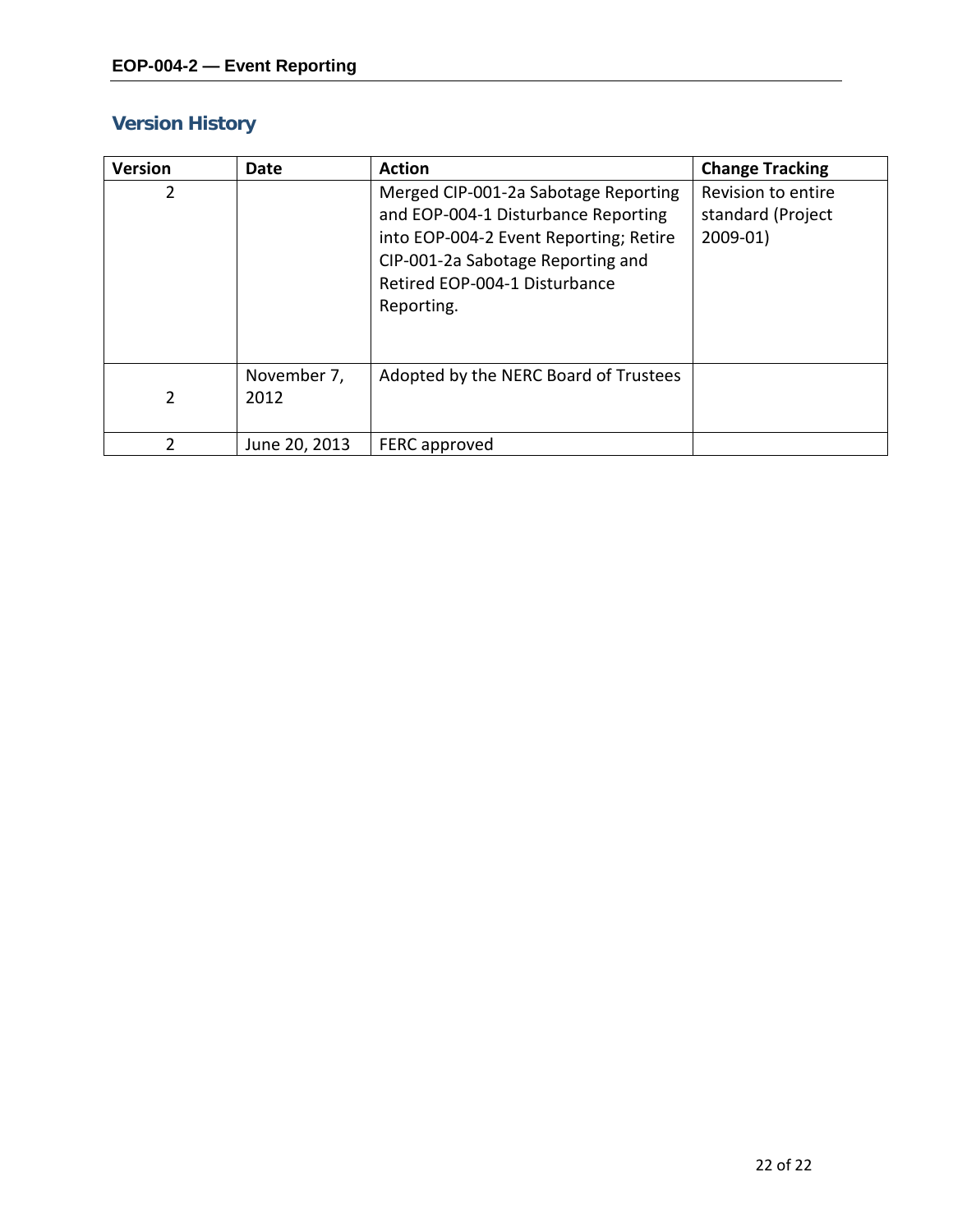## Version History

| Version | Date | Action | Change Tracking |
|---|---|---|---|
| 2 | | Merged CIP-001-2a Sabotage Reporting and EOP-004-1 Disturbance Reporting into EOP-004-2 Event Reporting; Retire CIP-001-2a Sabotage Reporting and Retired EOP-004-1 Disturbance Reporting. | Revision to entire standard (Project 2009-01) |
| 2 | November 7, 2012 | Adopted by the NERC Board of Trustees | |
| 2 | June 20, 2013 | FERC approved | |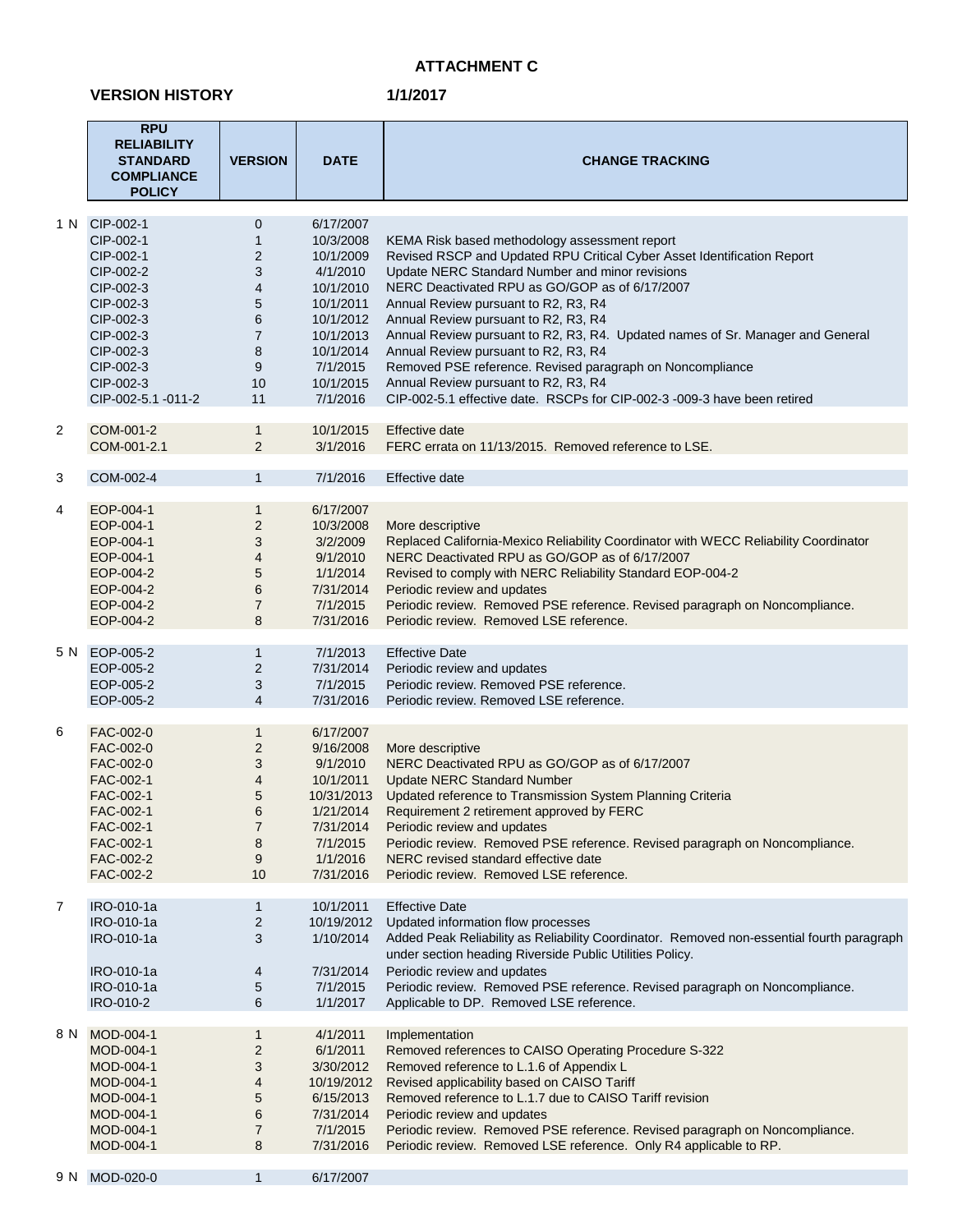# ATTACHMENT C

**VERSION HISTORY** **1/1/2017**

| | RPU RELIABILITY STANDARD COMPLIANCE POLICY | VERSION | DATE | CHANGE TRACKING |
|---|---|---|---|---|
| 1 N | CIP-002-1 | 0 | 6/17/2007 | |
| | CIP-002-1 | 1 | 10/3/2008 | KEMA Risk based methodology assessment report |
| | CIP-002-1 | 2 | 10/1/2009 | Revised RSCP and Updated RPU Critical Cyber Asset Identification Report |
| | CIP-002-2 | 3 | 4/1/2010 | Update NERC Standard Number and minor revisions |
| | CIP-002-3 | 4 | 10/1/2010 | NERC Deactivated RPU as GO/GOP as of 6/17/2007 |
| | CIP-002-3 | 5 | 10/1/2011 | Annual Review pursuant to R2, R3, R4 |
| | CIP-002-3 | 6 | 10/1/2012 | Annual Review pursuant to R2, R3, R4 |
| | CIP-002-3 | 7 | 10/1/2013 | Annual Review pursuant to R2, R3, R4. Updated names of Sr. Manager and General |
| | CIP-002-3 | 8 | 10/1/2014 | Annual Review pursuant to R2, R3, R4 |
| | CIP-002-3 | 9 | 7/1/2015 | Removed PSE reference. Revised paragraph on Noncompliance |
| | CIP-002-3 | 10 | 10/1/2015 | Annual Review pursuant to R2, R3, R4 |
| | CIP-002-5.1 -011-2 | 11 | 7/1/2016 | CIP-002-5.1 effective date. RSCPs for CIP-002-3 -009-3 have been retired |
| 2 | COM-001-2 | 1 | 10/1/2015 | Effective date |
| | COM-001-2.1 | 2 | 3/1/2016 | FERC errata on 11/13/2015. Removed reference to LSE. |
| 3 | COM-002-4 | 1 | 7/1/2016 | Effective date |
| 4 | EOP-004-1 | 1 | 6/17/2007 | |
| | EOP-004-1 | 2 | 10/3/2008 | More descriptive |
| | EOP-004-1 | 3 | 3/2/2009 | Replaced California-Mexico Reliability Coordinator with WECC Reliability Coordinator |
| | EOP-004-1 | 4 | 9/1/2010 | NERC Deactivated RPU as GO/GOP as of 6/17/2007 |
| | EOP-004-2 | 5 | 1/1/2014 | Revised to comply with NERC Reliability Standard EOP-004-2 |
| | EOP-004-2 | 6 | 7/31/2014 | Periodic review and updates |
| | EOP-004-2 | 7 | 7/1/2015 | Periodic review. Removed PSE reference. Revised paragraph on Noncompliance. |
| | EOP-004-2 | 8 | 7/31/2016 | Periodic review. Removed LSE reference. |
| 5 N | EOP-005-2 | 1 | 7/1/2013 | Effective Date |
| | EOP-005-2 | 2 | 7/31/2014 | Periodic review and updates |
| | EOP-005-2 | 3 | 7/1/2015 | Periodic review. Removed PSE reference. |
| | EOP-005-2 | 4 | 7/31/2016 | Periodic review. Removed LSE reference. |
| 6 | FAC-002-0 | 1 | 6/17/2007 | |
| | FAC-002-0 | 2 | 9/16/2008 | More descriptive |
| | FAC-002-0 | 3 | 9/1/2010 | NERC Deactivated RPU as GO/GOP as of 6/17/2007 |
| | FAC-002-1 | 4 | 10/1/2011 | Update NERC Standard Number |
| | FAC-002-1 | 5 | 10/31/2013 | Updated reference to Transmission System Planning Criteria |
| | FAC-002-1 | 6 | 1/21/2014 | Requirement 2 retirement approved by FERC |
| | FAC-002-1 | 7 | 7/31/2014 | Periodic review and updates |
| | FAC-002-1 | 8 | 7/1/2015 | Periodic review. Removed PSE reference. Revised paragraph on Noncompliance. |
| | FAC-002-2 | 9 | 1/1/2016 | NERC revised standard effective date |
| | FAC-002-2 | 10 | 7/31/2016 | Periodic review. Removed LSE reference. |
| 7 | IRO-010-1a | 1 | 10/1/2011 | Effective Date |
| | IRO-010-1a | 2 | 10/19/2012 | Updated information flow processes |
| | IRO-010-1a | 3 | 1/10/2014 | Added Peak Reliability as Reliability Coordinator. Removed non-essential fourth paragraph under section heading Riverside Public Utilities Policy. |
| | IRO-010-1a | 4 | 7/31/2014 | Periodic review and updates |
| | IRO-010-1a | 5 | 7/1/2015 | Periodic review. Removed PSE reference. Revised paragraph on Noncompliance. |
| | IRO-010-2 | 6 | 1/1/2017 | Applicable to DP. Removed LSE reference. |
| 8 N | MOD-004-1 | 1 | 4/1/2011 | Implementation |
| | MOD-004-1 | 2 | 6/1/2011 | Removed references to CAISO Operating Procedure S-322 |
| | MOD-004-1 | 3 | 3/30/2012 | Removed reference to L.1.6 of Appendix L |
| | MOD-004-1 | 4 | 10/19/2012 | Revised applicability based on CAISO Tariff |
| | MOD-004-1 | 5 | 6/15/2013 | Removed reference to L.1.7 due to CAISO Tariff revision |
| | MOD-004-1 | 6 | 7/31/2014 | Periodic review and updates |
| | MOD-004-1 | 7 | 7/1/2015 | Periodic review. Removed PSE reference. Revised paragraph on Noncompliance. |
| | MOD-004-1 | 8 | 7/31/2016 | Periodic review. Removed LSE reference. Only R4 applicable to RP. |
| 9 N | MOD-020-0 | 1 | 6/17/2007 | |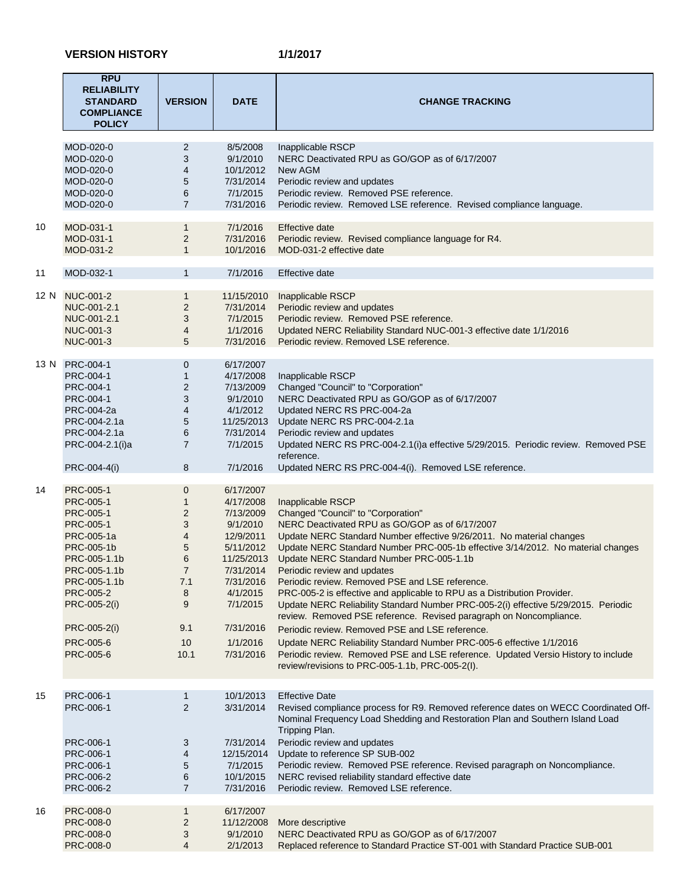**VERSION HISTORY** **1/1/2017**

| | RPU RELIABILITY STANDARD COMPLIANCE POLICY | VERSION | DATE | CHANGE TRACKING |
|---|---|---|---|---|
| | MOD-020-0 | 2 | 8/5/2008 | Inapplicable RSCP |
| | MOD-020-0 | 3 | 9/1/2010 | NERC Deactivated RPU as GO/GOP as of 6/17/2007 |
| | MOD-020-0 | 4 | 10/1/2012 | New AGM |
| | MOD-020-0 | 5 | 7/31/2014 | Periodic review and updates |
| | MOD-020-0 | 6 | 7/1/2015 | Periodic review. Removed PSE reference. |
| | MOD-020-0 | 7 | 7/31/2016 | Periodic review. Removed LSE reference. Revised compliance language. |
| 10 | MOD-031-1 | 1 | 7/1/2016 | Effective date |
| | MOD-031-1 | 2 | 7/31/2016 | Periodic review. Revised compliance language for R4. |
| | MOD-031-2 | 1 | 10/1/2016 | MOD-031-2 effective date |
| 11 | MOD-032-1 | 1 | 7/1/2016 | Effective date |
| 12 N | NUC-001-2 | 1 | 11/15/2010 | Inapplicable RSCP |
| | NUC-001-2.1 | 2 | 7/31/2014 | Periodic review and updates |
| | NUC-001-2.1 | 3 | 7/1/2015 | Periodic review. Removed PSE reference. |
| | NUC-001-3 | 4 | 1/1/2016 | Updated NERC Reliability Standard NUC-001-3 effective date 1/1/2016 |
| | NUC-001-3 | 5 | 7/31/2016 | Periodic review. Removed LSE reference. |
| 13 N | PRC-004-1 | 0 | 6/17/2007 | |
| | PRC-004-1 | 1 | 4/17/2008 | Inapplicable RSCP |
| | PRC-004-1 | 2 | 7/13/2009 | Changed "Council" to "Corporation" |
| | PRC-004-1 | 3 | 9/1/2010 | NERC Deactivated RPU as GO/GOP as of 6/17/2007 |
| | PRC-004-2a | 4 | 4/1/2012 | Updated NERC RS PRC-004-2a |
| | PRC-004-2.1a | 5 | 11/25/2013 | Update NERC RS PRC-004-2.1a |
| | PRC-004-2.1a | 6 | 7/31/2014 | Periodic review and updates |
| | PRC-004-2.1(i)a | 7 | 7/1/2015 | Updated NERC RS PRC-004-2.1(i)a effective 5/29/2015. Periodic review. Removed PSE reference. |
| | PRC-004-4(i) | 8 | 7/1/2016 | Updated NERC RS PRC-004-4(i). Removed LSE reference. |
| 14 | PRC-005-1 | 0 | 6/17/2007 | |
| | PRC-005-1 | 1 | 4/17/2008 | Inapplicable RSCP |
| | PRC-005-1 | 2 | 7/13/2009 | Changed "Council" to "Corporation" |
| | PRC-005-1 | 3 | 9/1/2010 | NERC Deactivated RPU as GO/GOP as of 6/17/2007 |
| | PRC-005-1a | 4 | 12/9/2011 | Update NERC Standard Number effective 9/26/2011. No material changes |
| | PRC-005-1b | 5 | 5/11/2012 | Update NERC Standard Number PRC-005-1b effective 3/14/2012. No material changes |
| | PRC-005-1.1b | 6 | 11/25/2013 | Update NERC Standard Number PRC-005-1.1b |
| | PRC-005-1.1b | 7 | 7/31/2014 | Periodic review and updates |
| | PRC-005-1.1b | 7.1 | 7/31/2016 | Periodic review. Removed PSE and LSE reference. |
| | PRC-005-2 | 8 | 4/1/2015 | PRC-005-2 is effective and applicable to RPU as a Distribution Provider. |
| | PRC-005-2(i) | 9 | 7/1/2015 | Update NERC Reliability Standard Number PRC-005-2(i) effective 5/29/2015. Periodic review. Removed PSE reference. Revised paragraph on Noncompliance. |
| | PRC-005-2(i) | 9.1 | 7/31/2016 | Periodic review. Removed PSE and LSE reference. |
| | PRC-005-6 | 10 | 1/1/2016 | Update NERC Reliability Standard Number PRC-005-6 effective 1/1/2016 |
| | PRC-005-6 | 10.1 | 7/31/2016 | Periodic review. Removed PSE and LSE reference. Updated Versio History to include review/revisions to PRC-005-1.1b, PRC-005-2(I). |
| 15 | PRC-006-1 | 1 | 10/1/2013 | Effective Date |
| | PRC-006-1 | 2 | 3/31/2014 | Revised compliance process for R9. Removed reference dates on WECC Coordinated Off-Nominal Frequency Load Shedding and Restoration Plan and Southern Island Load Tripping Plan. |
| | PRC-006-1 | 3 | 7/31/2014 | Periodic review and updates |
| | PRC-006-1 | 4 | 12/15/2014 | Update to reference SP SUB-002 |
| | PRC-006-1 | 5 | 7/1/2015 | Periodic review. Removed PSE reference. Revised paragraph on Noncompliance. |
| | PRC-006-2 | 6 | 10/1/2015 | NERC revised reliability standard effective date |
| | PRC-006-2 | 7 | 7/31/2016 | Periodic review. Removed LSE reference. |
| 16 | PRC-008-0 | 1 | 6/17/2007 | |
| | PRC-008-0 | 2 | 11/12/2008 | More descriptive |
| | PRC-008-0 | 3 | 9/1/2010 | NERC Deactivated RPU as GO/GOP as of 6/17/2007 |
| | PRC-008-0 | 4 | 2/1/2013 | Replaced reference to Standard Practice ST-001 with Standard Practice SUB-001 |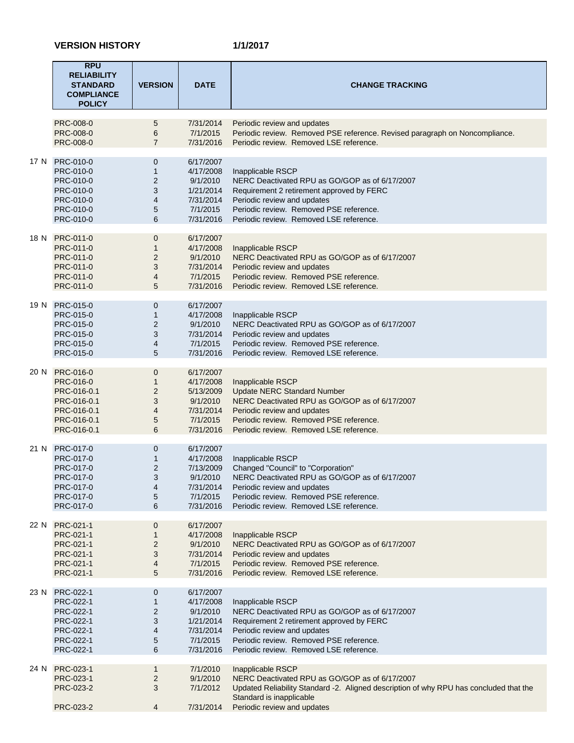**VERSION HISTORY** **1/1/2017**

| | RPU RELIABILITY STANDARD COMPLIANCE POLICY | VERSION | DATE | CHANGE TRACKING |
|---|---|---|---|---|
| | PRC-008-0 | 5 | 7/31/2014 | Periodic review and updates |
| | PRC-008-0 | 6 | 7/1/2015 | Periodic review. Removed PSE reference. Revised paragraph on Noncompliance. |
| | PRC-008-0 | 7 | 7/31/2016 | Periodic review. Removed LSE reference. |
| 17 N | PRC-010-0 | 0 | 6/17/2007 | |
| | PRC-010-0 | 1 | 4/17/2008 | Inapplicable RSCP |
| | PRC-010-0 | 2 | 9/1/2010 | NERC Deactivated RPU as GO/GOP as of 6/17/2007 |
| | PRC-010-0 | 3 | 1/21/2014 | Requirement 2 retirement approved by FERC |
| | PRC-010-0 | 4 | 7/31/2014 | Periodic review and updates |
| | PRC-010-0 | 5 | 7/1/2015 | Periodic review. Removed PSE reference. |
| | PRC-010-0 | 6 | 7/31/2016 | Periodic review. Removed LSE reference. |
| 18 N | PRC-011-0 | 0 | 6/17/2007 | |
| | PRC-011-0 | 1 | 4/17/2008 | Inapplicable RSCP |
| | PRC-011-0 | 2 | 9/1/2010 | NERC Deactivated RPU as GO/GOP as of 6/17/2007 |
| | PRC-011-0 | 3 | 7/31/2014 | Periodic review and updates |
| | PRC-011-0 | 4 | 7/1/2015 | Periodic review. Removed PSE reference. |
| | PRC-011-0 | 5 | 7/31/2016 | Periodic review. Removed LSE reference. |
| 19 N | PRC-015-0 | 0 | 6/17/2007 | |
| | PRC-015-0 | 1 | 4/17/2008 | Inapplicable RSCP |
| | PRC-015-0 | 2 | 9/1/2010 | NERC Deactivated RPU as GO/GOP as of 6/17/2007 |
| | PRC-015-0 | 3 | 7/31/2014 | Periodic review and updates |
| | PRC-015-0 | 4 | 7/1/2015 | Periodic review. Removed PSE reference. |
| | PRC-015-0 | 5 | 7/31/2016 | Periodic review. Removed LSE reference. |
| 20 N | PRC-016-0 | 0 | 6/17/2007 | |
| | PRC-016-0 | 1 | 4/17/2008 | Inapplicable RSCP |
| | PRC-016-0.1 | 2 | 5/13/2009 | Update NERC Standard Number |
| | PRC-016-0.1 | 3 | 9/1/2010 | NERC Deactivated RPU as GO/GOP as of 6/17/2007 |
| | PRC-016-0.1 | 4 | 7/31/2014 | Periodic review and updates |
| | PRC-016-0.1 | 5 | 7/1/2015 | Periodic review. Removed PSE reference. |
| | PRC-016-0.1 | 6 | 7/31/2016 | Periodic review. Removed LSE reference. |
| 21 N | PRC-017-0 | 0 | 6/17/2007 | |
| | PRC-017-0 | 1 | 4/17/2008 | Inapplicable RSCP |
| | PRC-017-0 | 2 | 7/13/2009 | Changed "Council" to "Corporation" |
| | PRC-017-0 | 3 | 9/1/2010 | NERC Deactivated RPU as GO/GOP as of 6/17/2007 |
| | PRC-017-0 | 4 | 7/31/2014 | Periodic review and updates |
| | PRC-017-0 | 5 | 7/1/2015 | Periodic review. Removed PSE reference. |
| | PRC-017-0 | 6 | 7/31/2016 | Periodic review. Removed LSE reference. |
| 22 N | PRC-021-1 | 0 | 6/17/2007 | |
| | PRC-021-1 | 1 | 4/17/2008 | Inapplicable RSCP |
| | PRC-021-1 | 2 | 9/1/2010 | NERC Deactivated RPU as GO/GOP as of 6/17/2007 |
| | PRC-021-1 | 3 | 7/31/2014 | Periodic review and updates |
| | PRC-021-1 | 4 | 7/1/2015 | Periodic review. Removed PSE reference. |
| | PRC-021-1 | 5 | 7/31/2016 | Periodic review. Removed LSE reference. |
| 23 N | PRC-022-1 | 0 | 6/17/2007 | |
| | PRC-022-1 | 1 | 4/17/2008 | Inapplicable RSCP |
| | PRC-022-1 | 2 | 9/1/2010 | NERC Deactivated RPU as GO/GOP as of 6/17/2007 |
| | PRC-022-1 | 3 | 1/21/2014 | Requirement 2 retirement approved by FERC |
| | PRC-022-1 | 4 | 7/31/2014 | Periodic review and updates |
| | PRC-022-1 | 5 | 7/1/2015 | Periodic review. Removed PSE reference. |
| | PRC-022-1 | 6 | 7/31/2016 | Periodic review. Removed LSE reference. |
| 24 N | PRC-023-1 | 1 | 7/1/2010 | Inapplicable RSCP |
| | PRC-023-1 | 2 | 9/1/2010 | NERC Deactivated RPU as GO/GOP as of 6/17/2007 |
| | PRC-023-2 | 3 | 7/1/2012 | Updated Reliability Standard -2. Aligned description of why RPU has concluded that the Standard is inapplicable |
| | PRC-023-2 | 4 | 7/31/2014 | Periodic review and updates |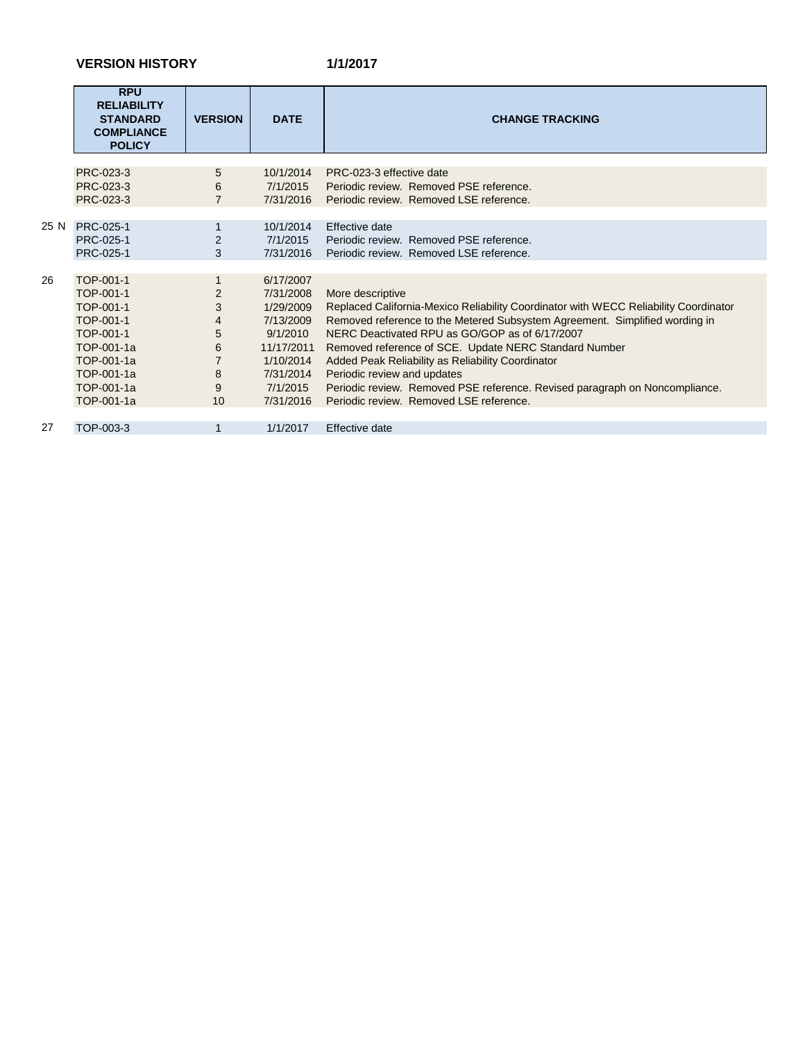**VERSION HISTORY** **1/1/2017**

| | RPU RELIABILITY STANDARD COMPLIANCE POLICY | VERSION | DATE | CHANGE TRACKING |
|---|---|---|---|---|
| | PRC-023-3 | 5 | 10/1/2014 | PRC-023-3 effective date |
| | PRC-023-3 | 6 | 7/1/2015 | Periodic review. Removed PSE reference. |
| | PRC-023-3 | 7 | 7/31/2016 | Periodic review. Removed LSE reference. |
| 25 N | PRC-025-1 | 1 | 10/1/2014 | Effective date |
| | PRC-025-1 | 2 | 7/1/2015 | Periodic review. Removed PSE reference. |
| | PRC-025-1 | 3 | 7/31/2016 | Periodic review. Removed LSE reference. |
| 26 | TOP-001-1 | 1 | 6/17/2007 | |
| | TOP-001-1 | 2 | 7/31/2008 | More descriptive |
| | TOP-001-1 | 3 | 1/29/2009 | Replaced California-Mexico Reliability Coordinator with WECC Reliability Coordinator |
| | TOP-001-1 | 4 | 7/13/2009 | Removed reference to the Metered Subsystem Agreement. Simplified wording in |
| | TOP-001-1 | 5 | 9/1/2010 | NERC Deactivated RPU as GO/GOP as of 6/17/2007 |
| | TOP-001-1a | 6 | 11/17/2011 | Removed reference of SCE. Update NERC Standard Number |
| | TOP-001-1a | 7 | 1/10/2014 | Added Peak Reliability as Reliability Coordinator |
| | TOP-001-1a | 8 | 7/31/2014 | Periodic review and updates |
| | TOP-001-1a | 9 | 7/1/2015 | Periodic review. Removed PSE reference. Revised paragraph on Noncompliance. |
| | TOP-001-1a | 10 | 7/31/2016 | Periodic review. Removed LSE reference. |
| 27 | TOP-003-3 | 1 | 1/1/2017 | Effective date |